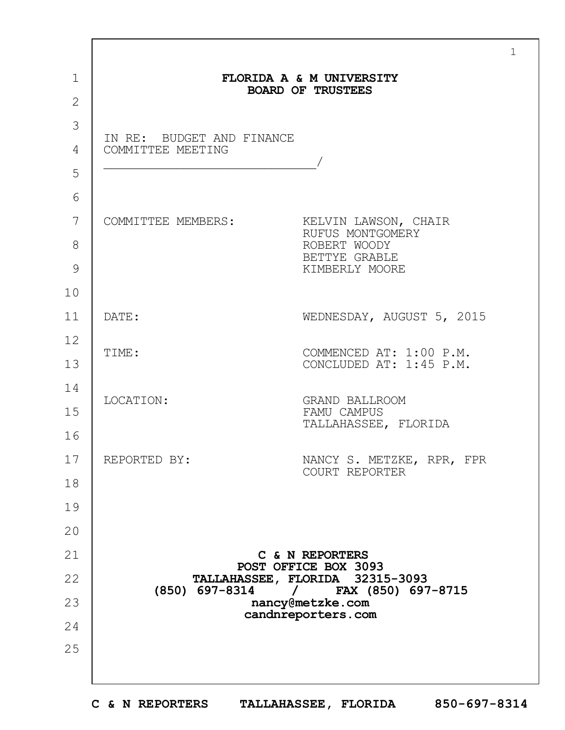**FLORIDA A & M UNIVERSITY**
**BOARD OF TRUSTEES**

IN RE: BUDGET AND FINANCE
COMMITTEE MEETING
_____________________________/

| | |
|---|---|
| COMMITTEE MEMBERS: | KELVIN LAWSON, CHAIR<br>RUFUS MONTGOMERY<br>ROBERT WOODY<br>BETTYE GRABLE<br>KIMBERLY MOORE |
| DATE: | WEDNESDAY, AUGUST 5, 2015 |
| TIME: | COMMENCED AT: 1:00 P.M.<br>CONCLUDED AT: 1:45 P.M. |
| LOCATION: | GRAND BALLROOM<br>FAMU CAMPUS<br>TALLAHASSEE, FLORIDA |
| REPORTED BY: | NANCY S. METZKE, RPR, FPR<br>COURT REPORTER |

**C & N REPORTERS**
**POST OFFICE BOX 3093**
**TALLAHASSEE, FLORIDA 32315-3093**
**(850) 697-8314 / FAX (850) 697-8715**
**nancy@metzke.com**
**candnreporters.com**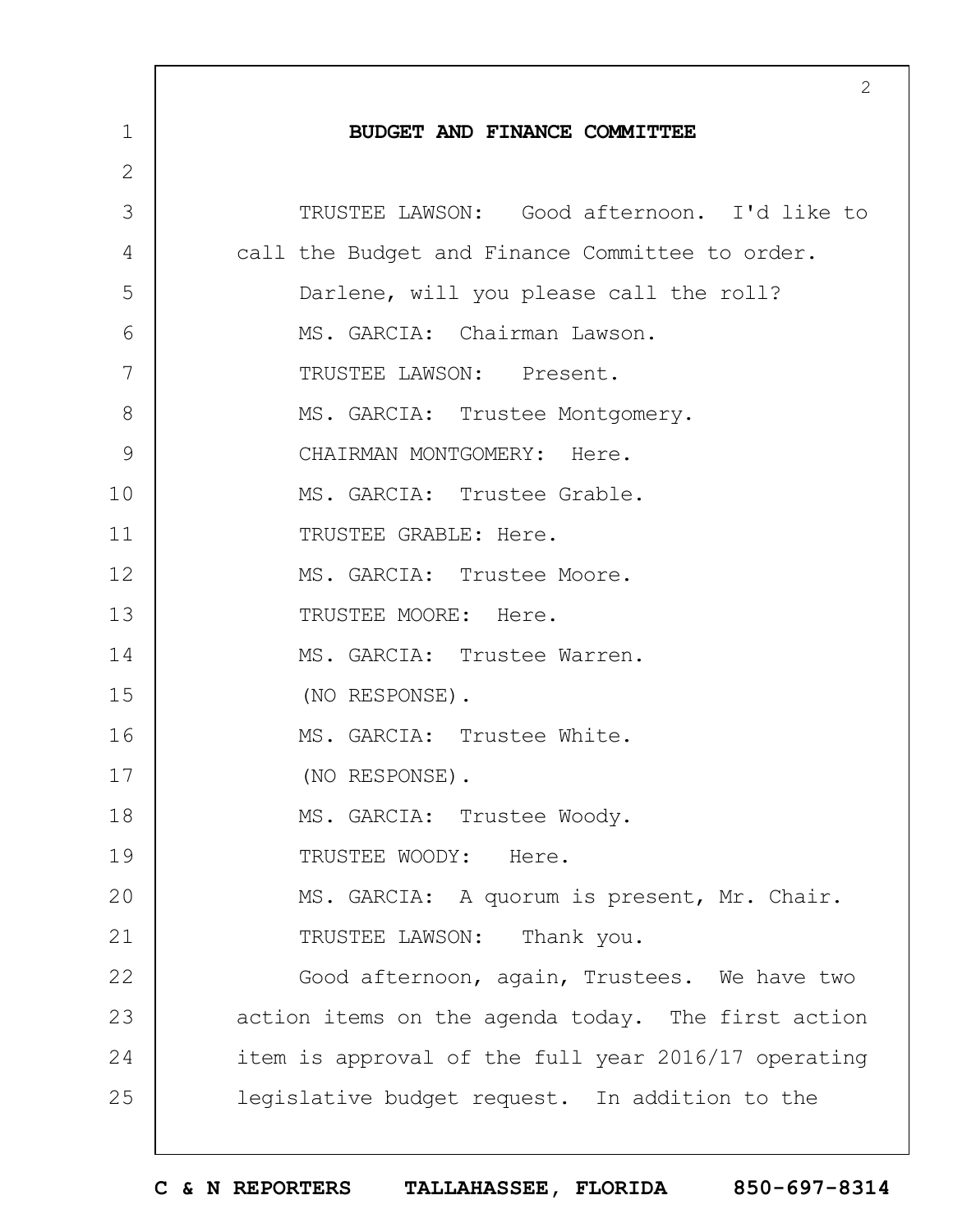**BUDGET AND FINANCE COMMITTEE**

TRUSTEE LAWSON: Good afternoon. I'd like to call the Budget and Finance Committee to order.

Darlene, will you please call the roll?

MS. GARCIA: Chairman Lawson.

TRUSTEE LAWSON: Present.

MS. GARCIA: Trustee Montgomery.

CHAIRMAN MONTGOMERY: Here.

MS. GARCIA: Trustee Grable.

TRUSTEE GRABLE: Here.

MS. GARCIA: Trustee Moore.

TRUSTEE MOORE: Here.

MS. GARCIA: Trustee Warren.

(NO RESPONSE).

MS. GARCIA: Trustee White.

(NO RESPONSE).

MS. GARCIA: Trustee Woody.

TRUSTEE WOODY: Here.

MS. GARCIA: A quorum is present, Mr. Chair.

TRUSTEE LAWSON: Thank you.

Good afternoon, again, Trustees. We have two action items on the agenda today. The first action item is approval of the full year 2016/17 operating legislative budget request. In addition to the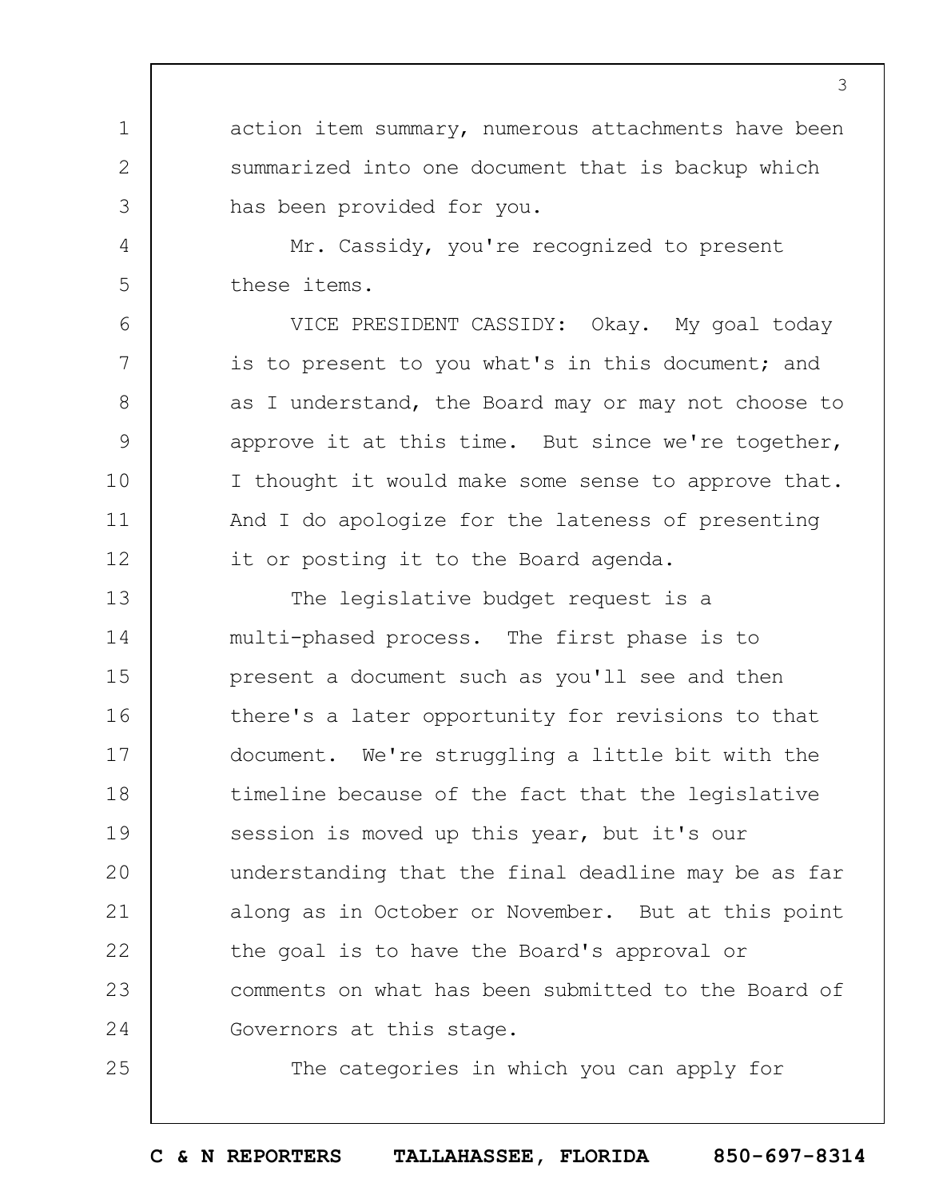action item summary, numerous attachments have been summarized into one document that is backup which has been provided for you.

Mr. Cassidy, you're recognized to present these items.

VICE PRESIDENT CASSIDY: Okay. My goal today is to present to you what's in this document; and as I understand, the Board may or may not choose to approve it at this time. But since we're together, I thought it would make some sense to approve that. And I do apologize for the lateness of presenting it or posting it to the Board agenda.

The legislative budget request is a multi-phased process. The first phase is to present a document such as you'll see and then there's a later opportunity for revisions to that document. We're struggling a little bit with the timeline because of the fact that the legislative session is moved up this year, but it's our understanding that the final deadline may be as far along as in October or November. But at this point the goal is to have the Board's approval or comments on what has been submitted to the Board of Governors at this stage.

The categories in which you can apply for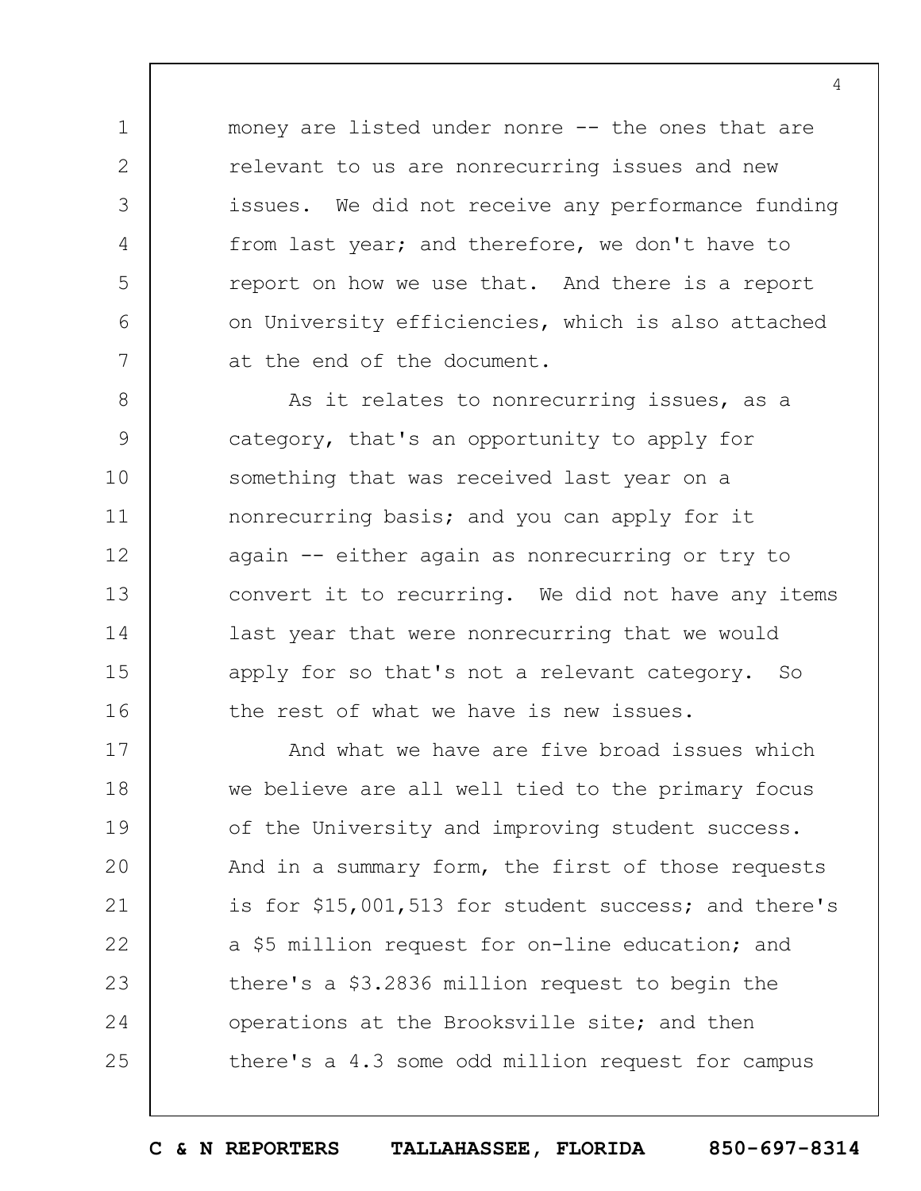money are listed under nonre -- the ones that are relevant to us are nonrecurring issues and new issues. We did not receive any performance funding from last year; and therefore, we don't have to report on how we use that. And there is a report on University efficiencies, which is also attached at the end of the document.

As it relates to nonrecurring issues, as a category, that's an opportunity to apply for something that was received last year on a nonrecurring basis; and you can apply for it again -- either again as nonrecurring or try to convert it to recurring. We did not have any items last year that were nonrecurring that we would apply for so that's not a relevant category. So the rest of what we have is new issues.

And what we have are five broad issues which we believe are all well tied to the primary focus of the University and improving student success. And in a summary form, the first of those requests is for $15,001,513 for student success; and there's a $5 million request for on-line education; and there's a $3.2836 million request to begin the operations at the Brooksville site; and then there's a 4.3 some odd million request for campus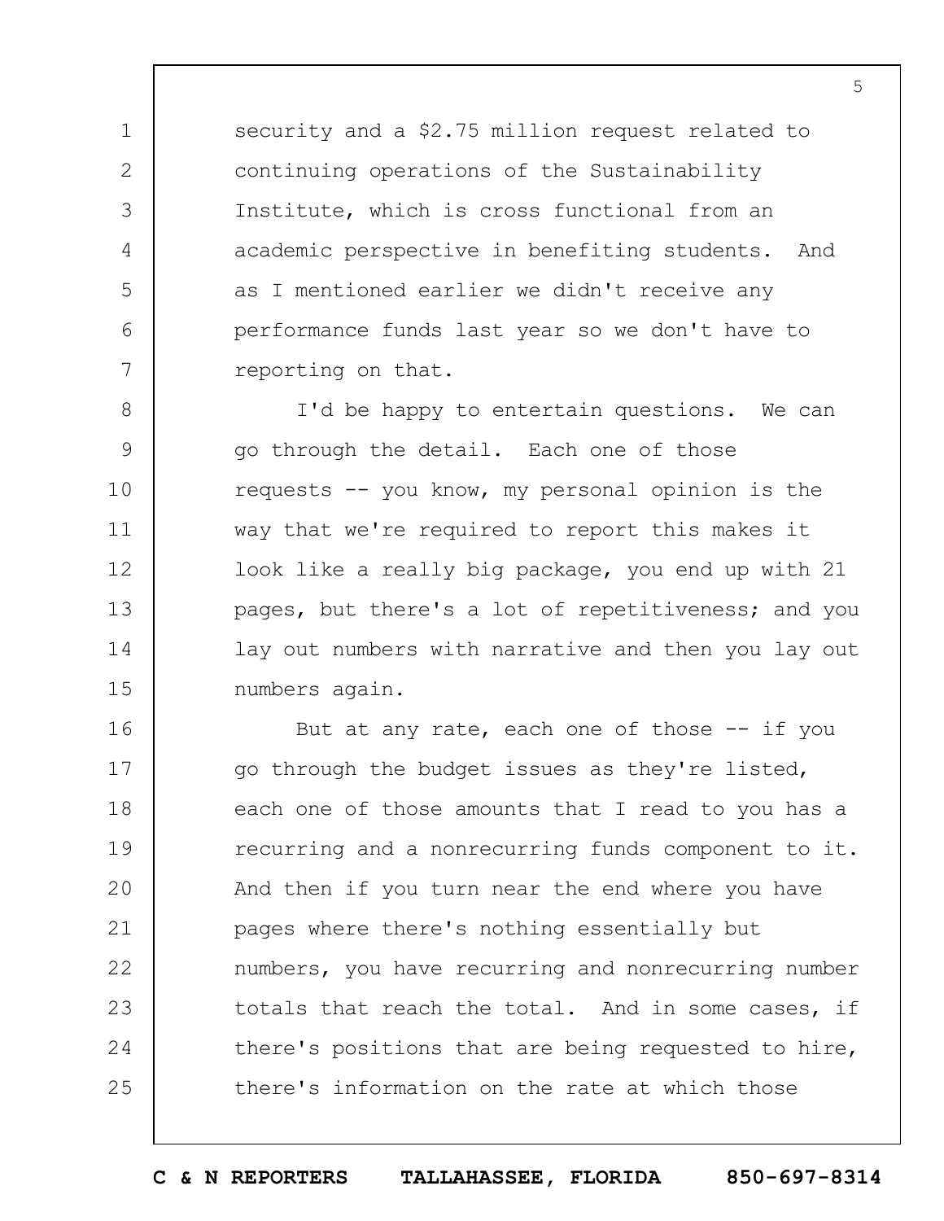security and a $2.75 million request related to continuing operations of the Sustainability Institute, which is cross functional from an academic perspective in benefiting students. And as I mentioned earlier we didn't receive any performance funds last year so we don't have to reporting on that.

I'd be happy to entertain questions. We can go through the detail. Each one of those requests -- you know, my personal opinion is the way that we're required to report this makes it look like a really big package, you end up with 21 pages, but there's a lot of repetitiveness; and you lay out numbers with narrative and then you lay out numbers again.

But at any rate, each one of those -- if you go through the budget issues as they're listed, each one of those amounts that I read to you has a recurring and a nonrecurring funds component to it. And then if you turn near the end where you have pages where there's nothing essentially but numbers, you have recurring and nonrecurring number totals that reach the total. And in some cases, if there's positions that are being requested to hire, there's information on the rate at which those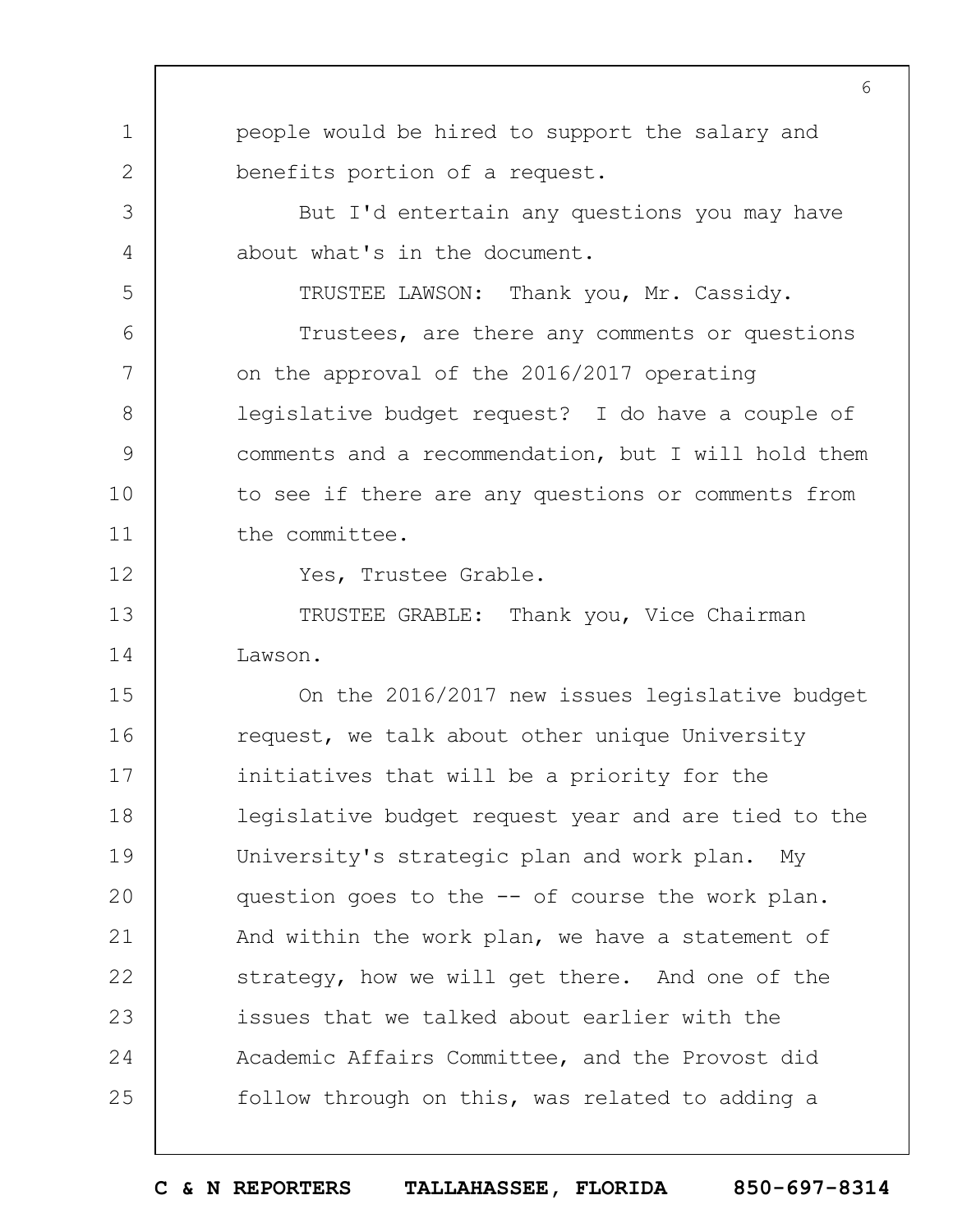people would be hired to support the salary and benefits portion of a request.

But I'd entertain any questions you may have about what's in the document.

TRUSTEE LAWSON: Thank you, Mr. Cassidy.

Trustees, are there any comments or questions on the approval of the 2016/2017 operating legislative budget request? I do have a couple of comments and a recommendation, but I will hold them to see if there are any questions or comments from the committee.

Yes, Trustee Grable.

TRUSTEE GRABLE: Thank you, Vice Chairman Lawson.

On the 2016/2017 new issues legislative budget request, we talk about other unique University initiatives that will be a priority for the legislative budget request year and are tied to the University's strategic plan and work plan. My question goes to the -- of course the work plan. And within the work plan, we have a statement of strategy, how we will get there. And one of the issues that we talked about earlier with the Academic Affairs Committee, and the Provost did follow through on this, was related to adding a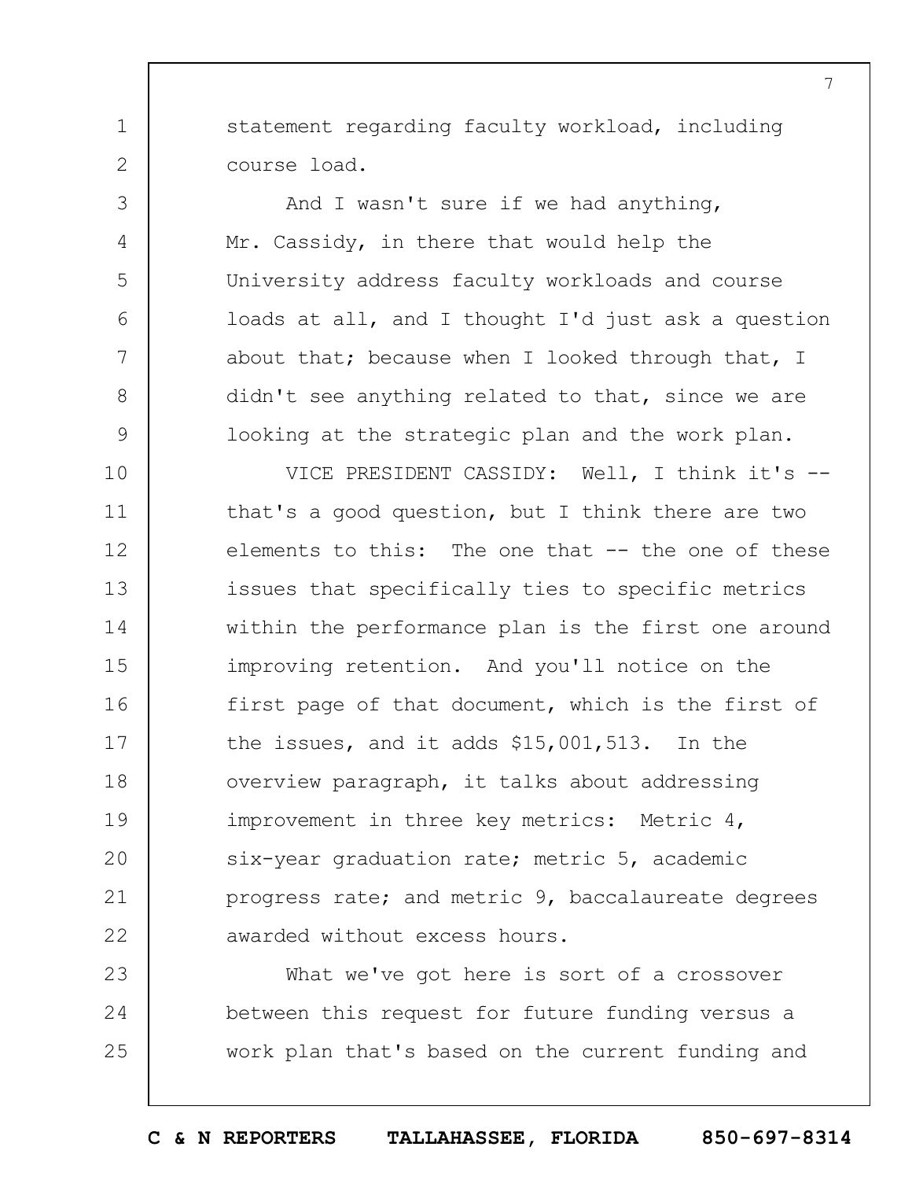statement regarding faculty workload, including course load.

And I wasn't sure if we had anything, Mr. Cassidy, in there that would help the University address faculty workloads and course loads at all, and I thought I'd just ask a question about that; because when I looked through that, I didn't see anything related to that, since we are looking at the strategic plan and the work plan.

VICE PRESIDENT CASSIDY: Well, I think it's -- that's a good question, but I think there are two elements to this: The one that -- the one of these issues that specifically ties to specific metrics within the performance plan is the first one around improving retention. And you'll notice on the first page of that document, which is the first of the issues, and it adds $15,001,513. In the overview paragraph, it talks about addressing improvement in three key metrics: Metric 4, six-year graduation rate; metric 5, academic progress rate; and metric 9, baccalaureate degrees awarded without excess hours.

What we've got here is sort of a crossover between this request for future funding versus a work plan that's based on the current funding and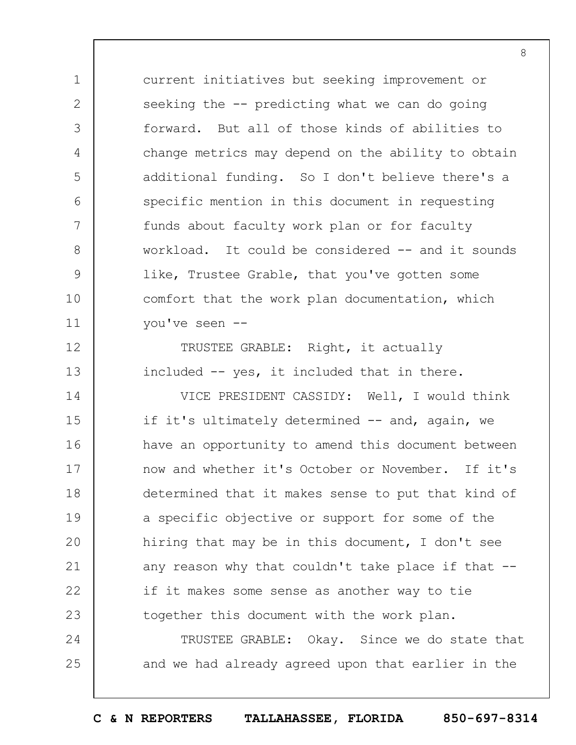current initiatives but seeking improvement or seeking the -- predicting what we can do going forward. But all of those kinds of abilities to change metrics may depend on the ability to obtain additional funding. So I don't believe there's a specific mention in this document in requesting funds about faculty work plan or for faculty workload. It could be considered -- and it sounds like, Trustee Grable, that you've gotten some comfort that the work plan documentation, which you've seen --

TRUSTEE GRABLE: Right, it actually included -- yes, it included that in there.

VICE PRESIDENT CASSIDY: Well, I would think if it's ultimately determined -- and, again, we have an opportunity to amend this document between now and whether it's October or November. If it's determined that it makes sense to put that kind of a specific objective or support for some of the hiring that may be in this document, I don't see any reason why that couldn't take place if that -- if it makes some sense as another way to tie together this document with the work plan.

TRUSTEE GRABLE: Okay. Since we do state that and we had already agreed upon that earlier in the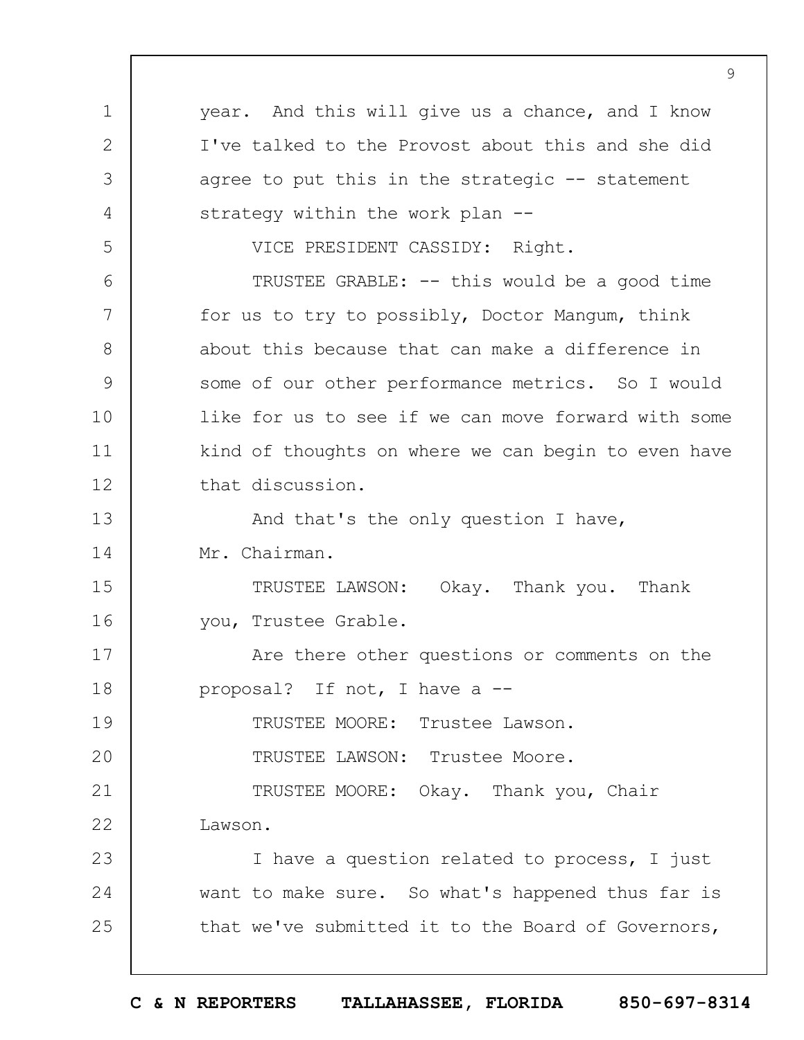year. And this will give us a chance, and I know I've talked to the Provost about this and she did agree to put this in the strategic -- statement strategy within the work plan --

VICE PRESIDENT CASSIDY: Right.

TRUSTEE GRABLE: -- this would be a good time for us to try to possibly, Doctor Mangum, think about this because that can make a difference in some of our other performance metrics. So I would like for us to see if we can move forward with some kind of thoughts on where we can begin to even have that discussion.

And that's the only question I have, Mr. Chairman.

TRUSTEE LAWSON: Okay. Thank you. Thank you, Trustee Grable.

Are there other questions or comments on the proposal? If not, I have a --

TRUSTEE MOORE: Trustee Lawson.

TRUSTEE LAWSON: Trustee Moore.

TRUSTEE MOORE: Okay. Thank you, Chair Lawson.

I have a question related to process, I just want to make sure. So what's happened thus far is that we've submitted it to the Board of Governors,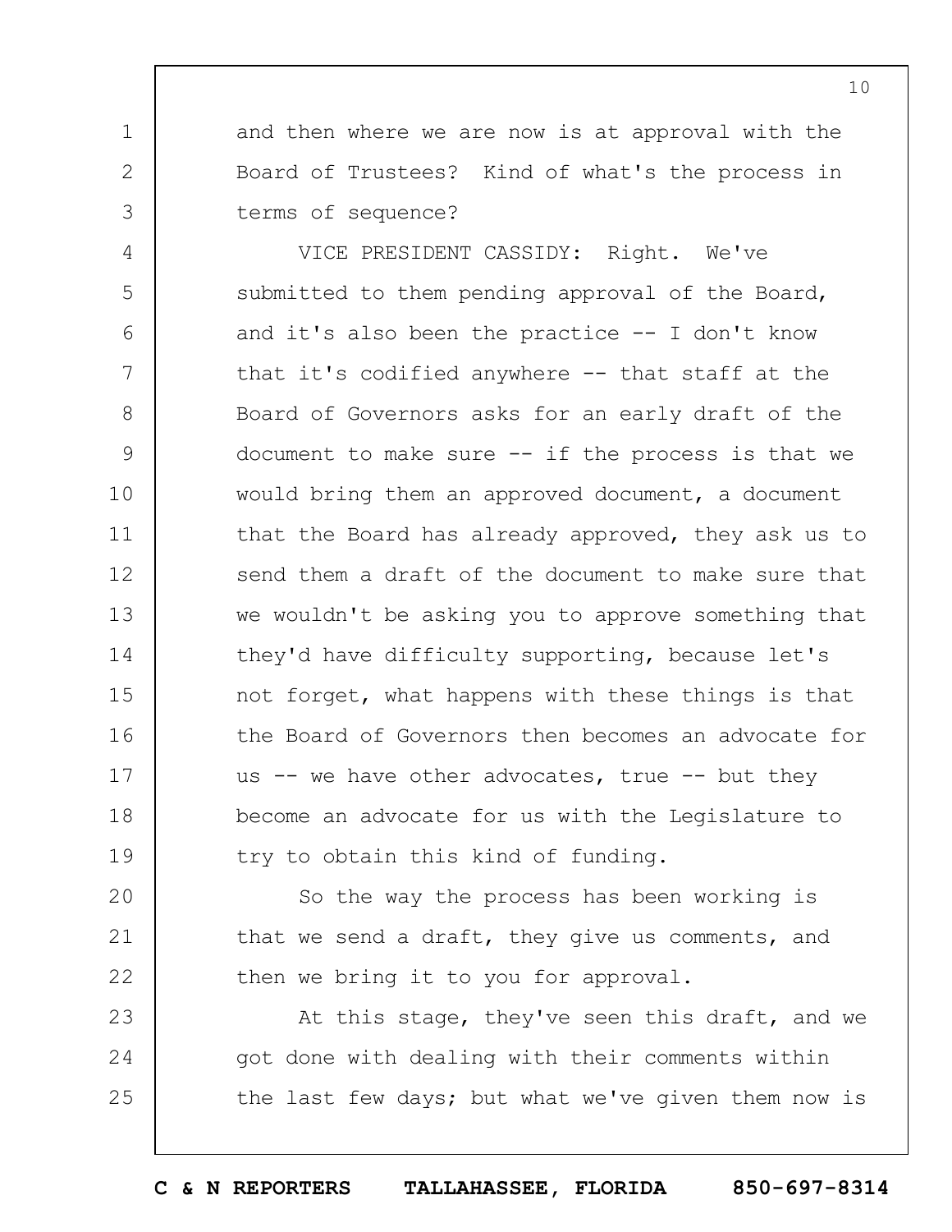and then where we are now is at approval with the Board of Trustees? Kind of what's the process in terms of sequence?

VICE PRESIDENT CASSIDY: Right. We've submitted to them pending approval of the Board, and it's also been the practice -- I don't know that it's codified anywhere -- that staff at the Board of Governors asks for an early draft of the document to make sure -- if the process is that we would bring them an approved document, a document that the Board has already approved, they ask us to send them a draft of the document to make sure that we wouldn't be asking you to approve something that they'd have difficulty supporting, because let's not forget, what happens with these things is that the Board of Governors then becomes an advocate for us -- we have other advocates, true -- but they become an advocate for us with the Legislature to try to obtain this kind of funding.

So the way the process has been working is that we send a draft, they give us comments, and then we bring it to you for approval.

At this stage, they've seen this draft, and we got done with dealing with their comments within the last few days; but what we've given them now is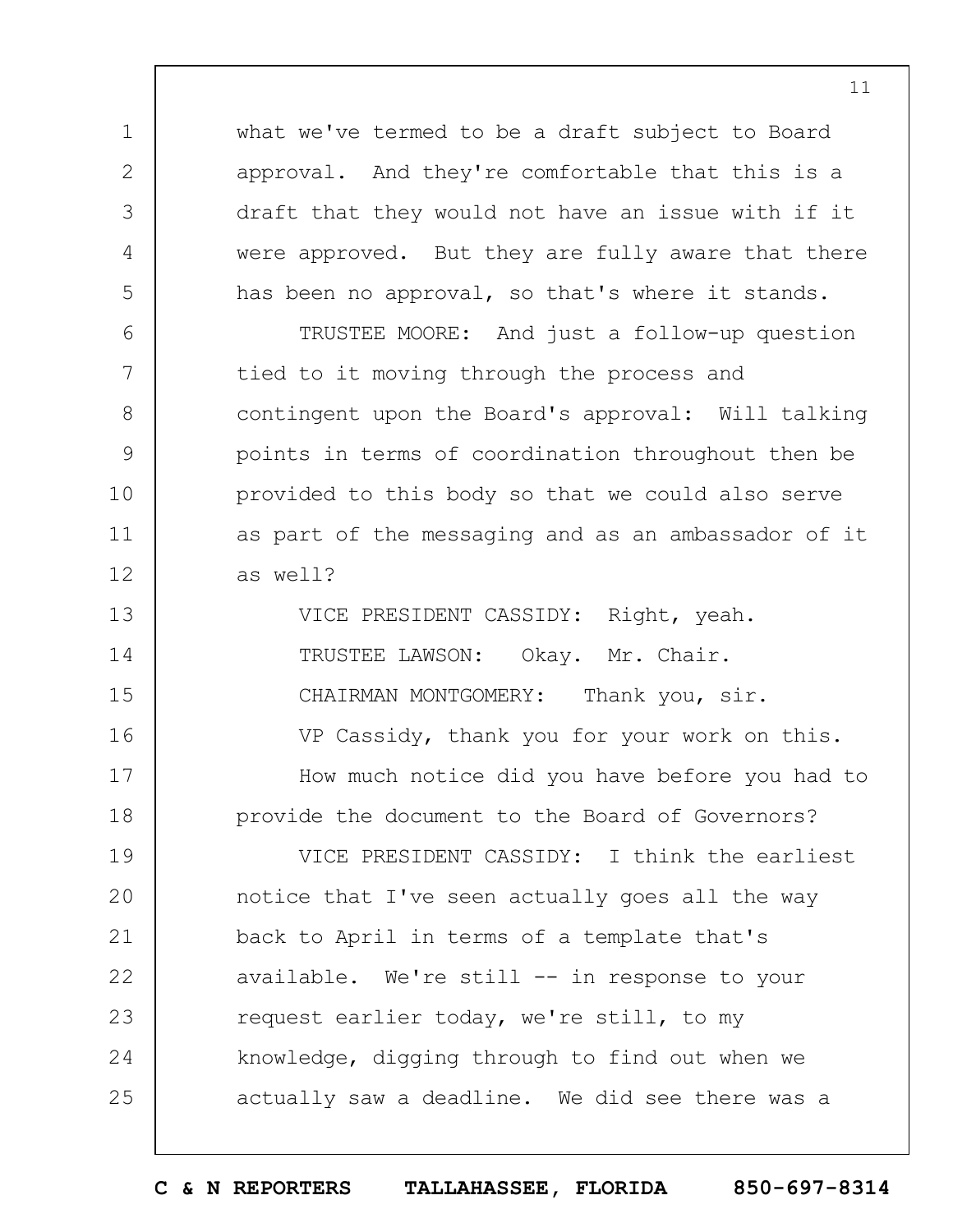what we've termed to be a draft subject to Board approval. And they're comfortable that this is a draft that they would not have an issue with if it were approved. But they are fully aware that there has been no approval, so that's where it stands.

TRUSTEE MOORE: And just a follow-up question tied to it moving through the process and contingent upon the Board's approval: Will talking points in terms of coordination throughout then be provided to this body so that we could also serve as part of the messaging and as an ambassador of it as well?

VICE PRESIDENT CASSIDY: Right, yeah.

TRUSTEE LAWSON: Okay. Mr. Chair.

CHAIRMAN MONTGOMERY: Thank you, sir.

VP Cassidy, thank you for your work on this.

How much notice did you have before you had to provide the document to the Board of Governors?

VICE PRESIDENT CASSIDY: I think the earliest notice that I've seen actually goes all the way back to April in terms of a template that's available. We're still -- in response to your request earlier today, we're still, to my knowledge, digging through to find out when we actually saw a deadline. We did see there was a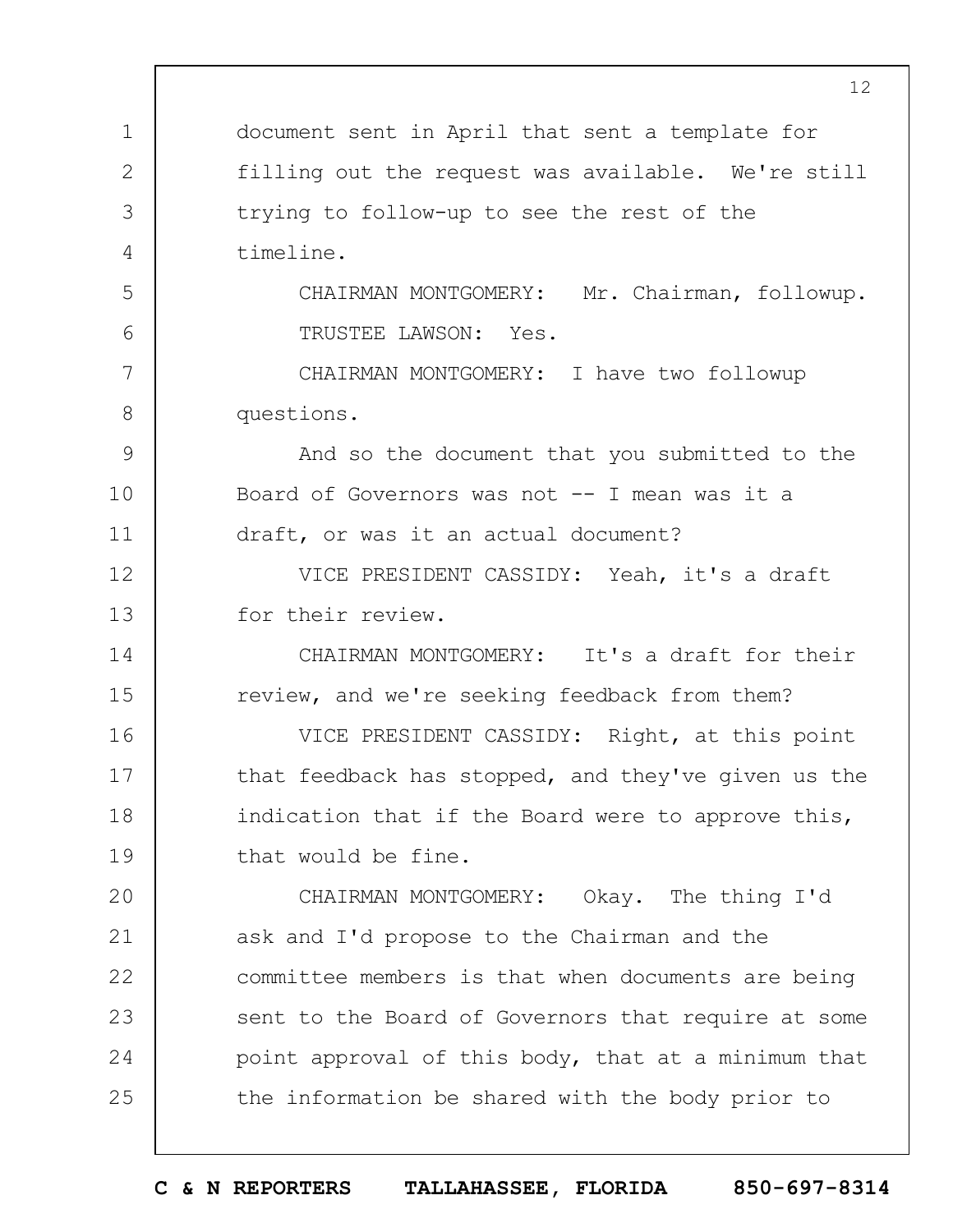document sent in April that sent a template for filling out the request was available. We're still trying to follow-up to see the rest of the timeline.

CHAIRMAN MONTGOMERY: Mr. Chairman, followup.

TRUSTEE LAWSON: Yes.

CHAIRMAN MONTGOMERY: I have two followup questions.

And so the document that you submitted to the Board of Governors was not -- I mean was it a draft, or was it an actual document?

VICE PRESIDENT CASSIDY: Yeah, it's a draft for their review.

CHAIRMAN MONTGOMERY: It's a draft for their review, and we're seeking feedback from them?

VICE PRESIDENT CASSIDY: Right, at this point that feedback has stopped, and they've given us the indication that if the Board were to approve this, that would be fine.

CHAIRMAN MONTGOMERY: Okay. The thing I'd ask and I'd propose to the Chairman and the committee members is that when documents are being sent to the Board of Governors that require at some point approval of this body, that at a minimum that the information be shared with the body prior to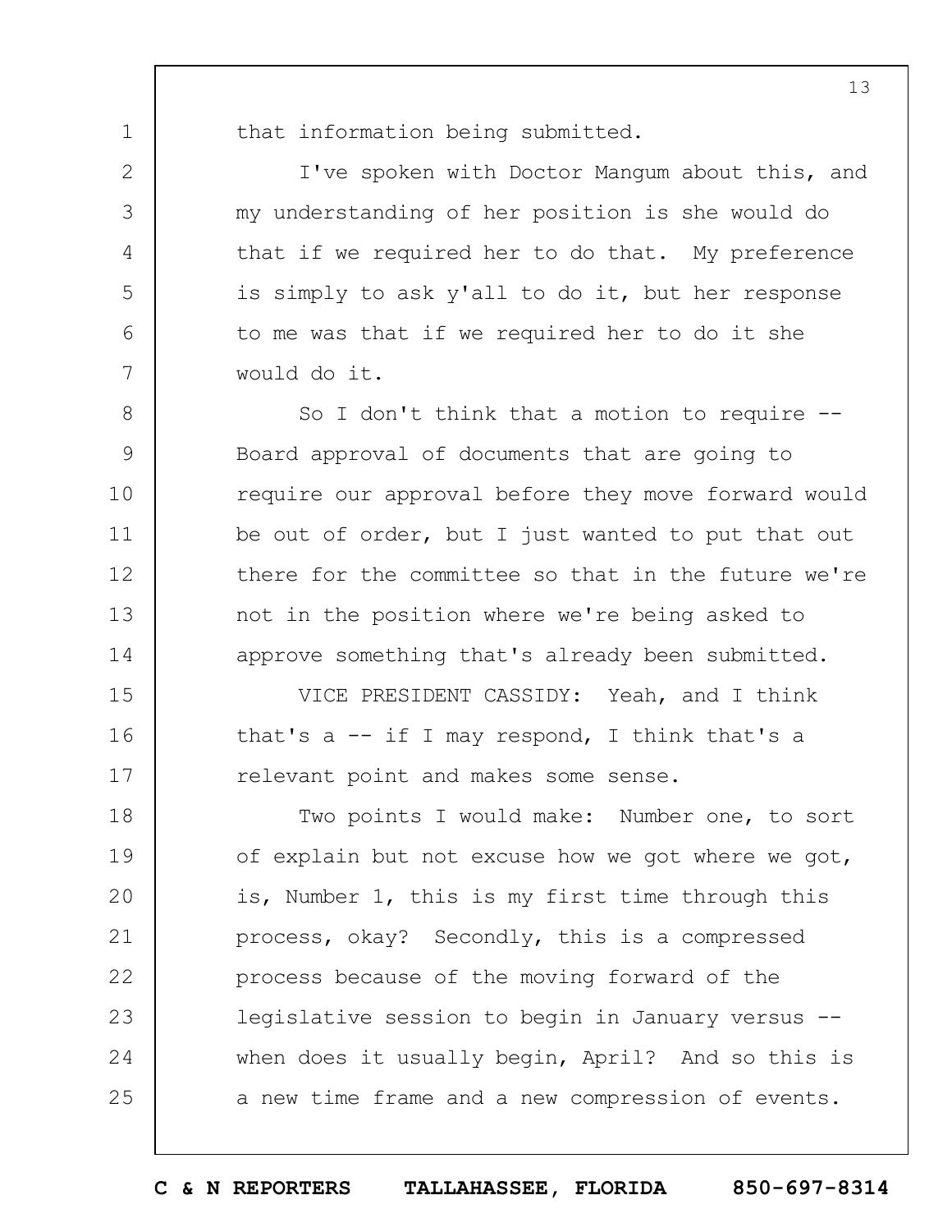that information being submitted.

I've spoken with Doctor Mangum about this, and my understanding of her position is she would do that if we required her to do that. My preference is simply to ask y'all to do it, but her response to me was that if we required her to do it she would do it.

So I don't think that a motion to require -- Board approval of documents that are going to require our approval before they move forward would be out of order, but I just wanted to put that out there for the committee so that in the future we're not in the position where we're being asked to approve something that's already been submitted.

VICE PRESIDENT CASSIDY: Yeah, and I think that's a -- if I may respond, I think that's a relevant point and makes some sense.

Two points I would make: Number one, to sort of explain but not excuse how we got where we got, is, Number 1, this is my first time through this process, okay? Secondly, this is a compressed process because of the moving forward of the legislative session to begin in January versus -- when does it usually begin, April? And so this is a new time frame and a new compression of events.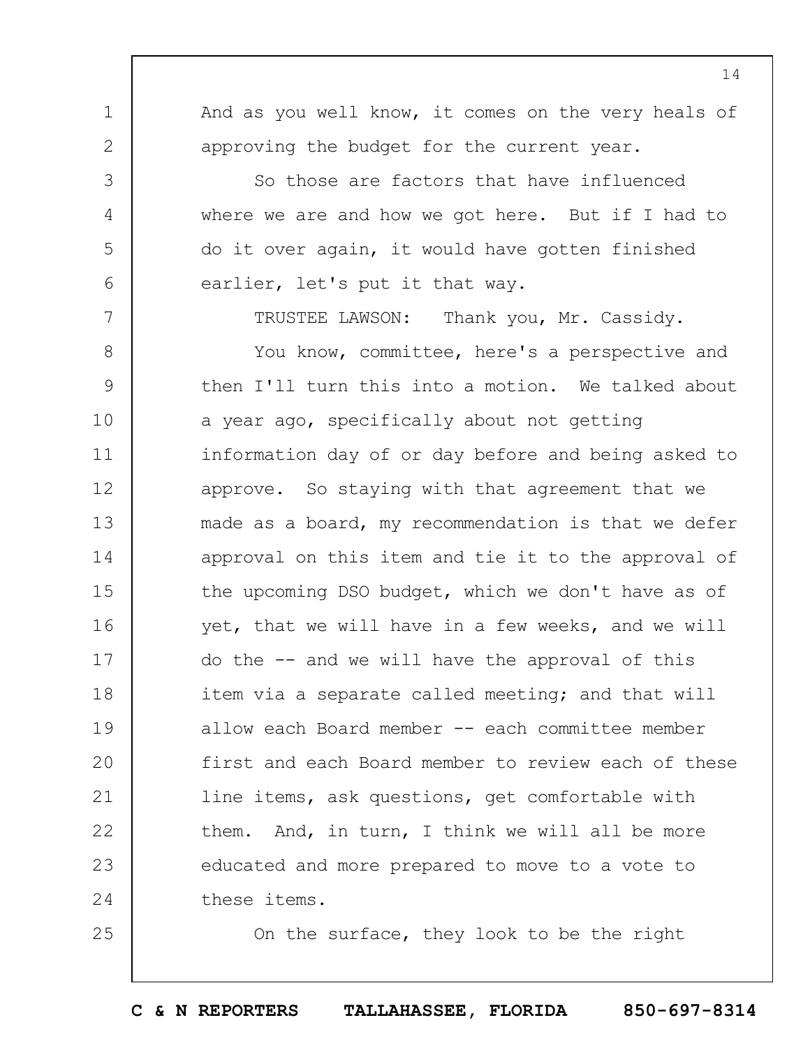And as you well know, it comes on the very heals of approving the budget for the current year.

So those are factors that have influenced where we are and how we got here. But if I had to do it over again, it would have gotten finished earlier, let's put it that way.

TRUSTEE LAWSON: Thank you, Mr. Cassidy.

You know, committee, here's a perspective and then I'll turn this into a motion. We talked about a year ago, specifically about not getting information day of or day before and being asked to approve. So staying with that agreement that we made as a board, my recommendation is that we defer approval on this item and tie it to the approval of the upcoming DSO budget, which we don't have as of yet, that we will have in a few weeks, and we will do the -- and we will have the approval of this item via a separate called meeting; and that will allow each Board member -- each committee member first and each Board member to review each of these line items, ask questions, get comfortable with them. And, in turn, I think we will all be more educated and more prepared to move to a vote to these items.

On the surface, they look to be the right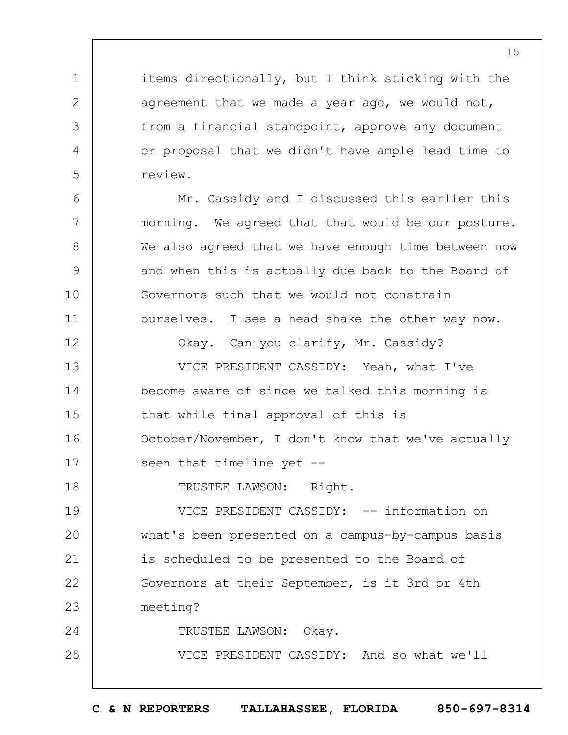items directionally, but I think sticking with the agreement that we made a year ago, we would not, from a financial standpoint, approve any document or proposal that we didn't have ample lead time to review.

Mr. Cassidy and I discussed this earlier this morning. We agreed that that would be our posture. We also agreed that we have enough time between now and when this is actually due back to the Board of Governors such that we would not constrain ourselves. I see a head shake the other way now.

Okay. Can you clarify, Mr. Cassidy?

VICE PRESIDENT CASSIDY: Yeah, what I've become aware of since we talked this morning is that while final approval of this is October/November, I don't know that we've actually seen that timeline yet --

TRUSTEE LAWSON: Right.

VICE PRESIDENT CASSIDY: -- information on what's been presented on a campus-by-campus basis is scheduled to be presented to the Board of Governors at their September, is it 3rd or 4th meeting?

TRUSTEE LAWSON: Okay.

VICE PRESIDENT CASSIDY: And so what we'll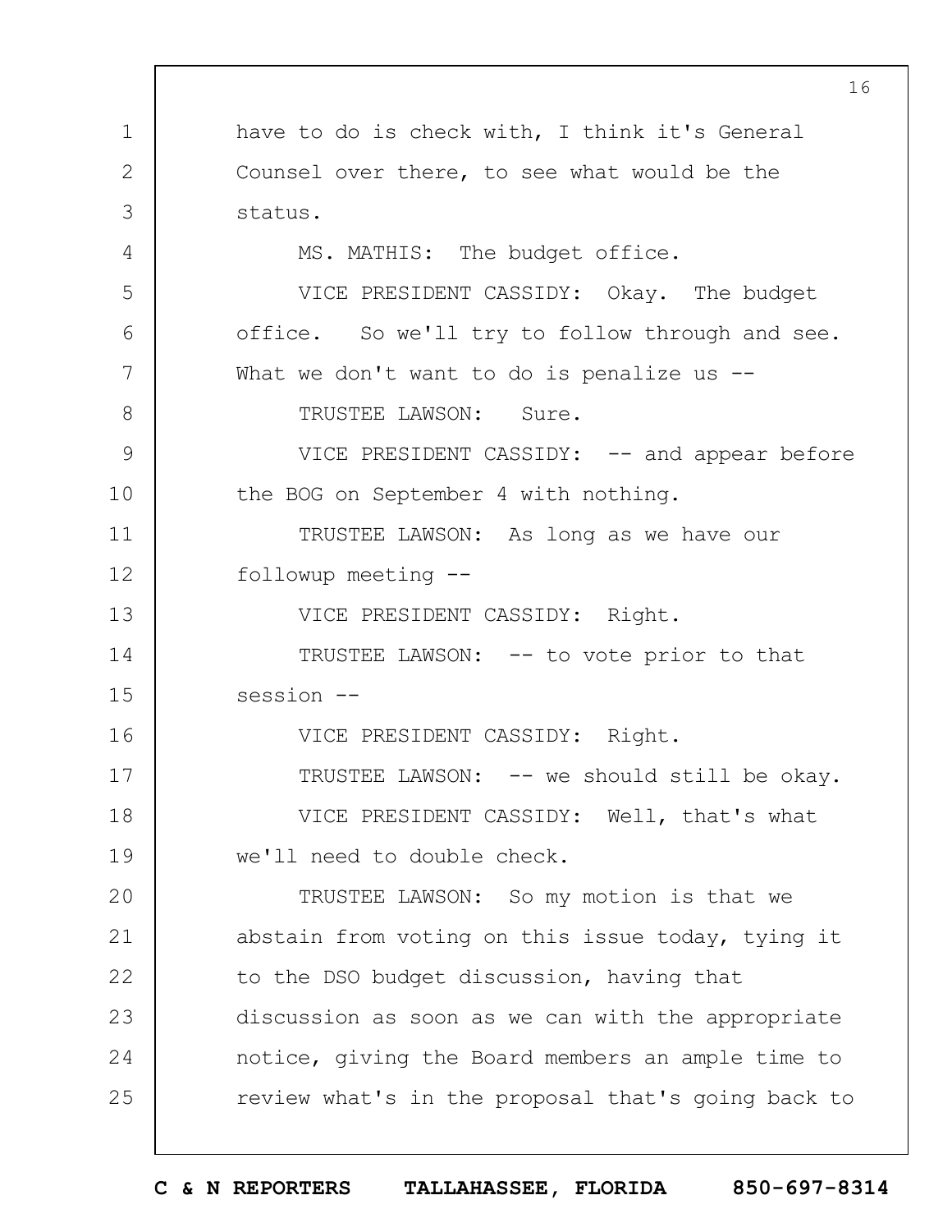have to do is check with, I think it's General Counsel over there, to see what would be the status.

MS. MATHIS: The budget office.

VICE PRESIDENT CASSIDY: Okay. The budget office. So we'll try to follow through and see. What we don't want to do is penalize us --

TRUSTEE LAWSON: Sure.

VICE PRESIDENT CASSIDY: -- and appear before the BOG on September 4 with nothing.

TRUSTEE LAWSON: As long as we have our followup meeting --

VICE PRESIDENT CASSIDY: Right.

TRUSTEE LAWSON: -- to vote prior to that session --

VICE PRESIDENT CASSIDY: Right.

TRUSTEE LAWSON: -- we should still be okay.

VICE PRESIDENT CASSIDY: Well, that's what we'll need to double check.

TRUSTEE LAWSON: So my motion is that we abstain from voting on this issue today, tying it to the DSO budget discussion, having that discussion as soon as we can with the appropriate notice, giving the Board members an ample time to review what's in the proposal that's going back to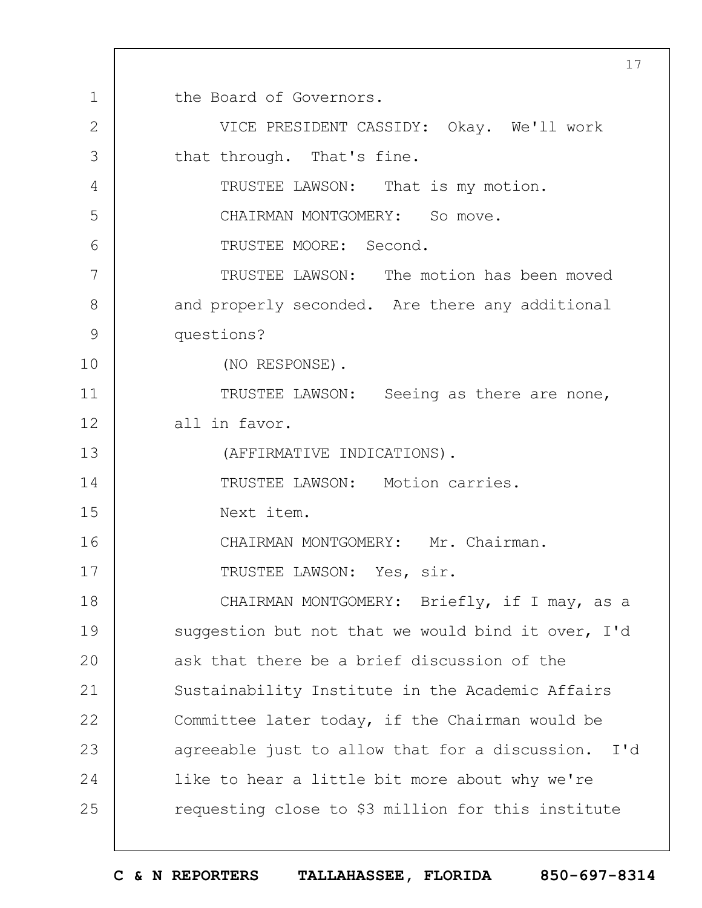the Board of Governors.

VICE PRESIDENT CASSIDY: Okay. We'll work that through. That's fine.

TRUSTEE LAWSON: That is my motion.

CHAIRMAN MONTGOMERY: So move.

TRUSTEE MOORE: Second.

TRUSTEE LAWSON: The motion has been moved and properly seconded. Are there any additional questions?

(NO RESPONSE).

TRUSTEE LAWSON: Seeing as there are none, all in favor.

(AFFIRMATIVE INDICATIONS).

TRUSTEE LAWSON: Motion carries.

Next item.

CHAIRMAN MONTGOMERY: Mr. Chairman.

TRUSTEE LAWSON: Yes, sir.

CHAIRMAN MONTGOMERY: Briefly, if I may, as a suggestion but not that we would bind it over, I'd ask that there be a brief discussion of the Sustainability Institute in the Academic Affairs Committee later today, if the Chairman would be agreeable just to allow that for a discussion. I'd like to hear a little bit more about why we're requesting close to $3 million for this institute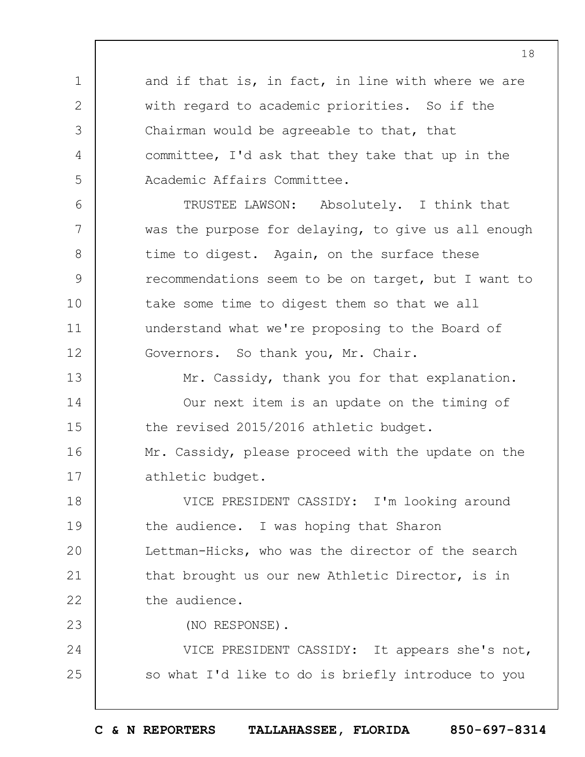and if that is, in fact, in line with where we are with regard to academic priorities. So if the Chairman would be agreeable to that, that committee, I'd ask that they take that up in the Academic Affairs Committee.

TRUSTEE LAWSON: Absolutely. I think that was the purpose for delaying, to give us all enough time to digest. Again, on the surface these recommendations seem to be on target, but I want to take some time to digest them so that we all understand what we're proposing to the Board of Governors. So thank you, Mr. Chair.

Mr. Cassidy, thank you for that explanation.

Our next item is an update on the timing of the revised 2015/2016 athletic budget. Mr. Cassidy, please proceed with the update on the athletic budget.

VICE PRESIDENT CASSIDY: I'm looking around the audience. I was hoping that Sharon Lettman-Hicks, who was the director of the search that brought us our new Athletic Director, is in the audience.

(NO RESPONSE).

VICE PRESIDENT CASSIDY: It appears she's not, so what I'd like to do is briefly introduce to you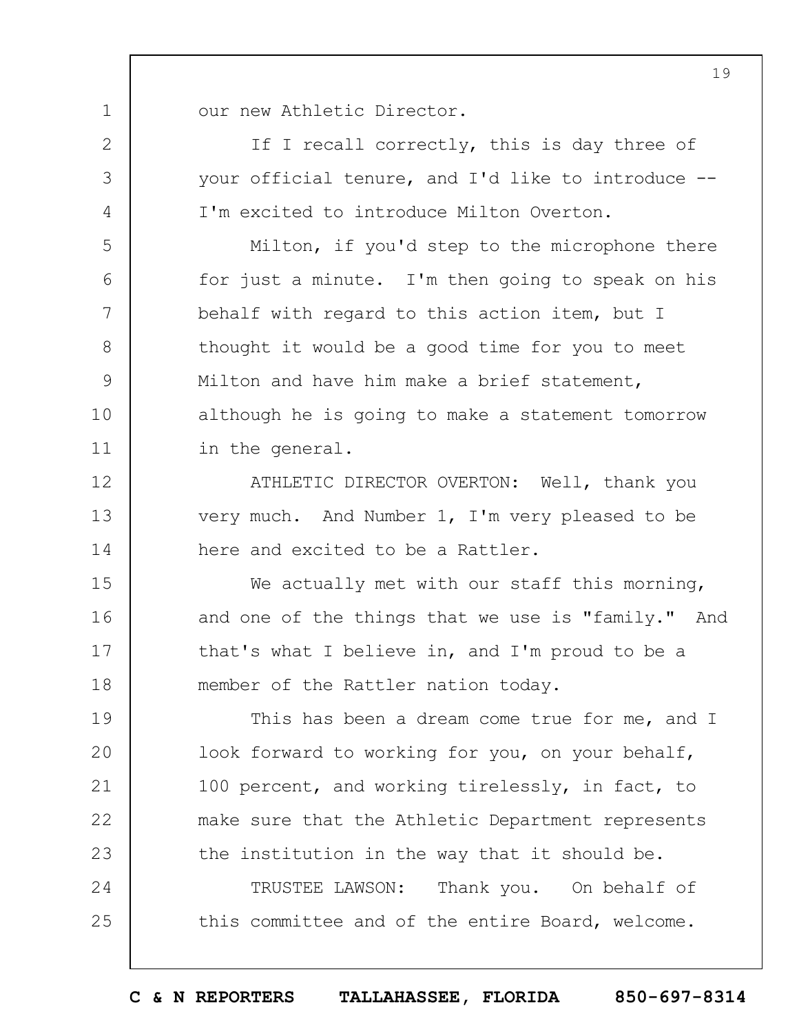our new Athletic Director.

If I recall correctly, this is day three of your official tenure, and I'd like to introduce -- I'm excited to introduce Milton Overton.

Milton, if you'd step to the microphone there for just a minute. I'm then going to speak on his behalf with regard to this action item, but I thought it would be a good time for you to meet Milton and have him make a brief statement, although he is going to make a statement tomorrow in the general.

ATHLETIC DIRECTOR OVERTON: Well, thank you very much. And Number 1, I'm very pleased to be here and excited to be a Rattler.

We actually met with our staff this morning, and one of the things that we use is "family." And that's what I believe in, and I'm proud to be a member of the Rattler nation today.

This has been a dream come true for me, and I look forward to working for you, on your behalf, 100 percent, and working tirelessly, in fact, to make sure that the Athletic Department represents the institution in the way that it should be.

TRUSTEE LAWSON: Thank you. On behalf of this committee and of the entire Board, welcome.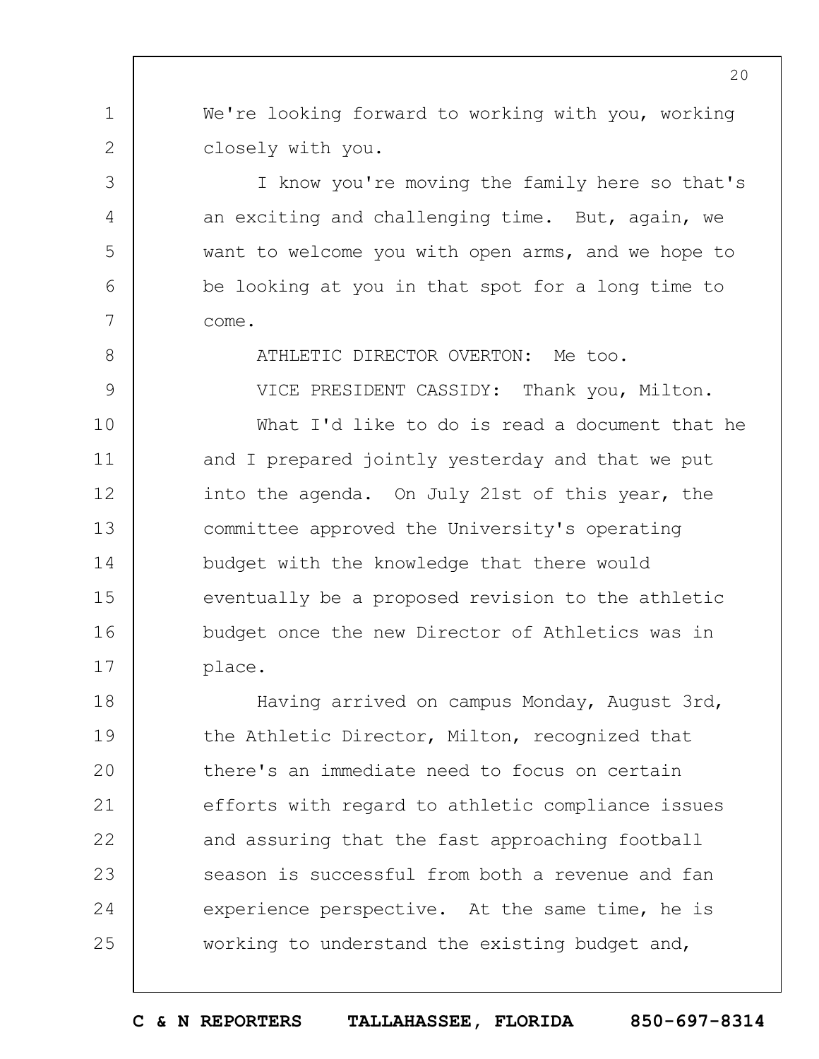We're looking forward to working with you, working closely with you.

I know you're moving the family here so that's an exciting and challenging time. But, again, we want to welcome you with open arms, and we hope to be looking at you in that spot for a long time to come.

ATHLETIC DIRECTOR OVERTON: Me too.

VICE PRESIDENT CASSIDY: Thank you, Milton.

What I'd like to do is read a document that he and I prepared jointly yesterday and that we put into the agenda. On July 21st of this year, the committee approved the University's operating budget with the knowledge that there would eventually be a proposed revision to the athletic budget once the new Director of Athletics was in place.

Having arrived on campus Monday, August 3rd, the Athletic Director, Milton, recognized that there's an immediate need to focus on certain efforts with regard to athletic compliance issues and assuring that the fast approaching football season is successful from both a revenue and fan experience perspective. At the same time, he is working to understand the existing budget and,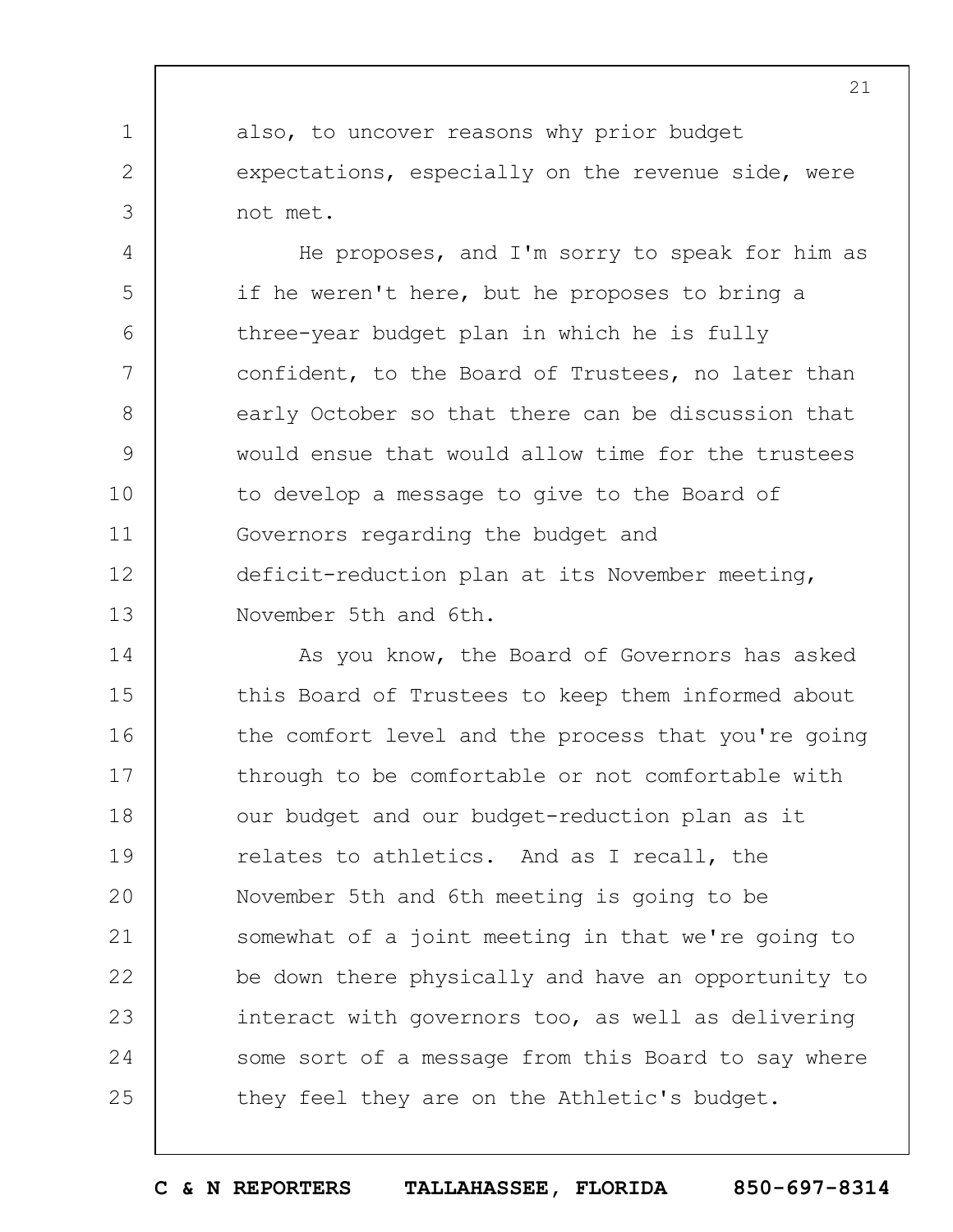also, to uncover reasons why prior budget expectations, especially on the revenue side, were not met.

He proposes, and I'm sorry to speak for him as if he weren't here, but he proposes to bring a three-year budget plan in which he is fully confident, to the Board of Trustees, no later than early October so that there can be discussion that would ensue that would allow time for the trustees to develop a message to give to the Board of Governors regarding the budget and deficit-reduction plan at its November meeting, November 5th and 6th.

As you know, the Board of Governors has asked this Board of Trustees to keep them informed about the comfort level and the process that you're going through to be comfortable or not comfortable with our budget and our budget-reduction plan as it relates to athletics. And as I recall, the November 5th and 6th meeting is going to be somewhat of a joint meeting in that we're going to be down there physically and have an opportunity to interact with governors too, as well as delivering some sort of a message from this Board to say where they feel they are on the Athletic's budget.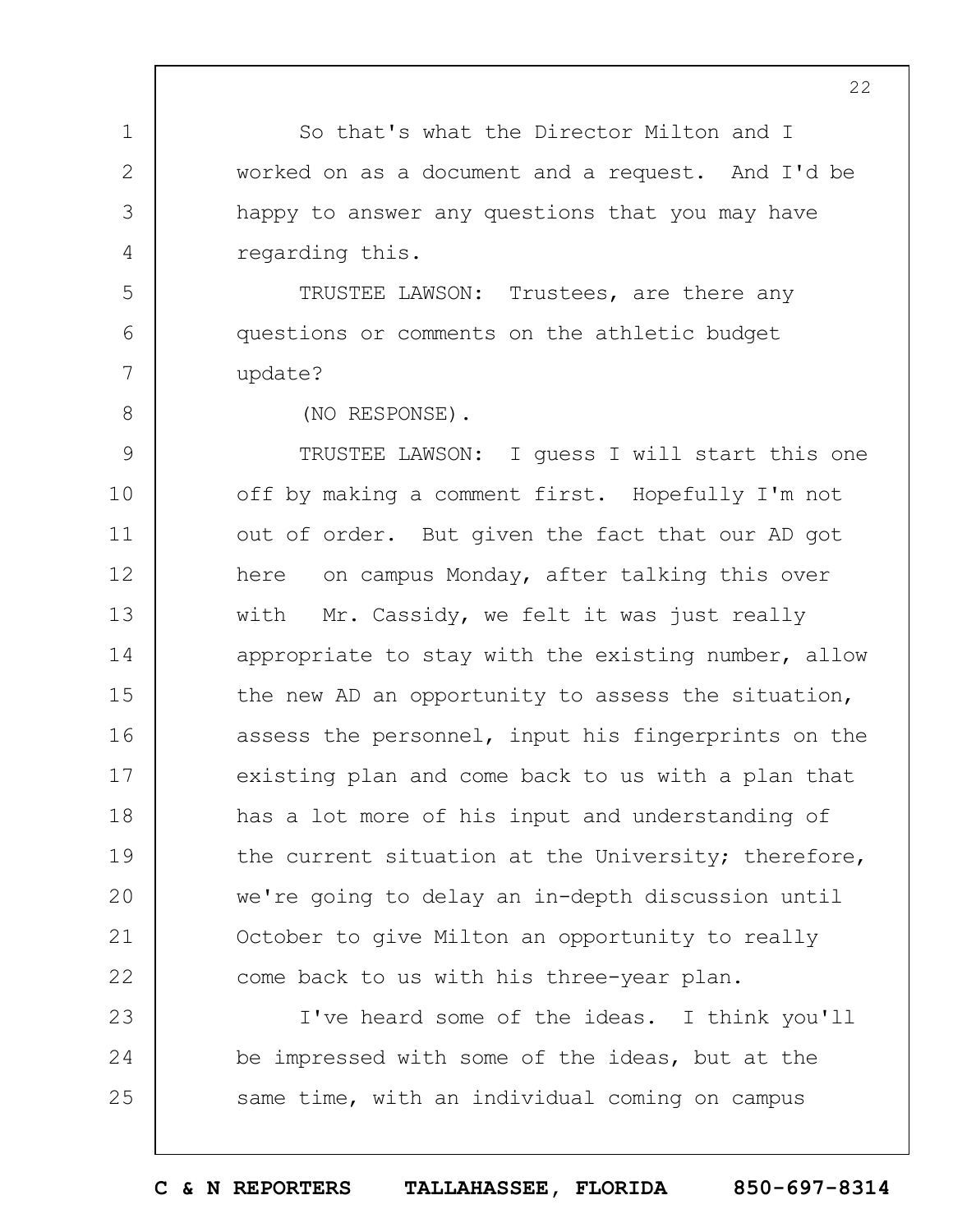So that's what the Director Milton and I worked on as a document and a request. And I'd be happy to answer any questions that you may have regarding this.

TRUSTEE LAWSON: Trustees, are there any questions or comments on the athletic budget update?

(NO RESPONSE).

TRUSTEE LAWSON: I guess I will start this one off by making a comment first. Hopefully I'm not out of order. But given the fact that our AD got here on campus Monday, after talking this over with Mr. Cassidy, we felt it was just really appropriate to stay with the existing number, allow the new AD an opportunity to assess the situation, assess the personnel, input his fingerprints on the existing plan and come back to us with a plan that has a lot more of his input and understanding of the current situation at the University; therefore, we're going to delay an in-depth discussion until October to give Milton an opportunity to really come back to us with his three-year plan.

I've heard some of the ideas. I think you'll be impressed with some of the ideas, but at the same time, with an individual coming on campus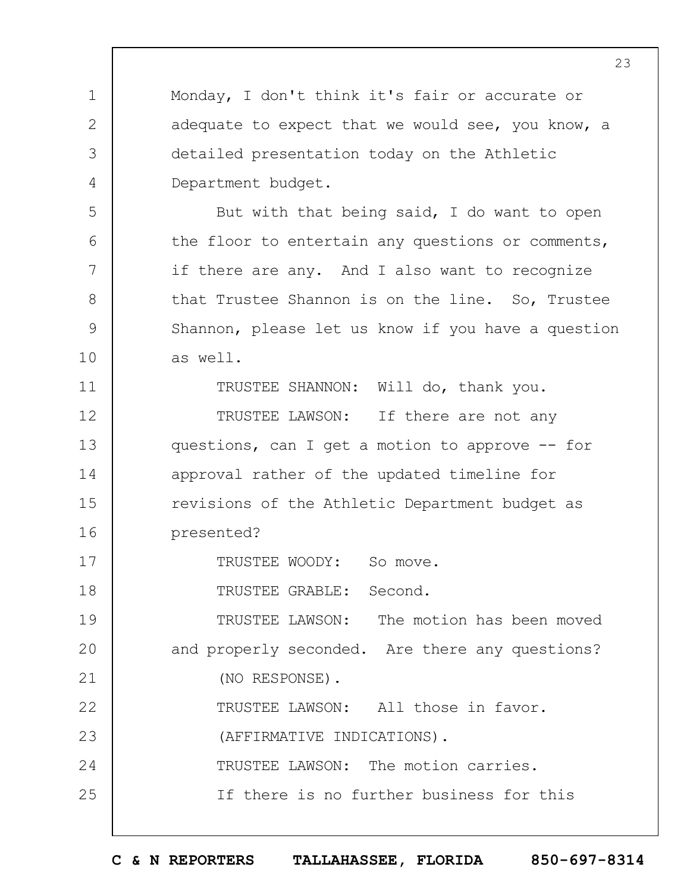Monday, I don't think it's fair or accurate or adequate to expect that we would see, you know, a detailed presentation today on the Athletic Department budget.

But with that being said, I do want to open the floor to entertain any questions or comments, if there are any. And I also want to recognize that Trustee Shannon is on the line. So, Trustee Shannon, please let us know if you have a question as well.

TRUSTEE SHANNON: Will do, thank you.

TRUSTEE LAWSON: If there are not any questions, can I get a motion to approve -- for approval rather of the updated timeline for revisions of the Athletic Department budget as presented?

TRUSTEE WOODY: So move.

TRUSTEE GRABLE: Second.

TRUSTEE LAWSON: The motion has been moved and properly seconded. Are there any questions?

(NO RESPONSE).

TRUSTEE LAWSON: All those in favor.

(AFFIRMATIVE INDICATIONS).

TRUSTEE LAWSON: The motion carries.

If there is no further business for this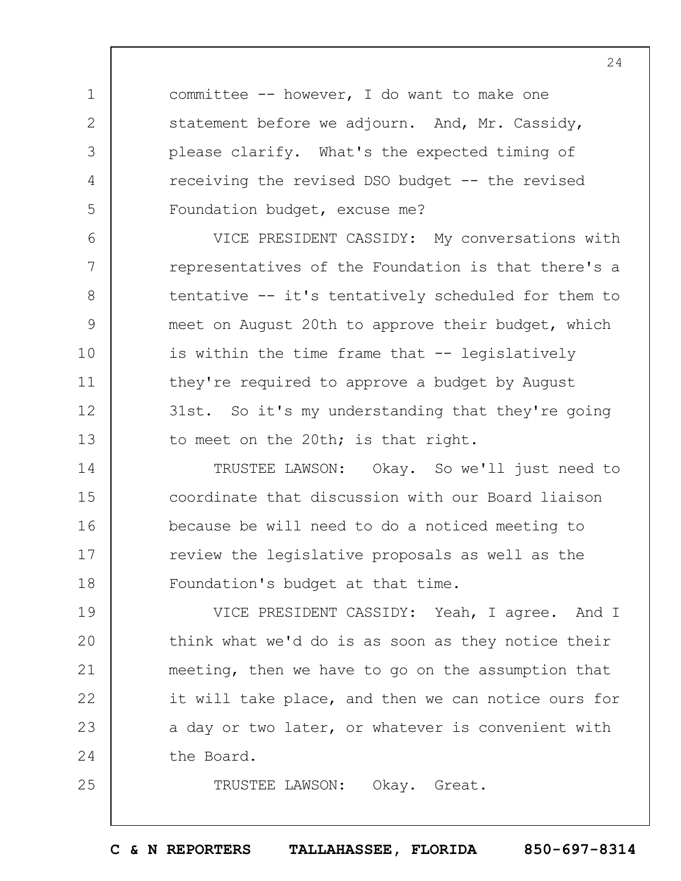committee -- however, I do want to make one statement before we adjourn. And, Mr. Cassidy, please clarify. What's the expected timing of receiving the revised DSO budget -- the revised Foundation budget, excuse me?

VICE PRESIDENT CASSIDY: My conversations with representatives of the Foundation is that there's a tentative -- it's tentatively scheduled for them to meet on August 20th to approve their budget, which is within the time frame that -- legislatively they're required to approve a budget by August 31st. So it's my understanding that they're going to meet on the 20th; is that right.

TRUSTEE LAWSON: Okay. So we'll just need to coordinate that discussion with our Board liaison because be will need to do a noticed meeting to review the legislative proposals as well as the Foundation's budget at that time.

VICE PRESIDENT CASSIDY: Yeah, I agree. And I think what we'd do is as soon as they notice their meeting, then we have to go on the assumption that it will take place, and then we can notice ours for a day or two later, or whatever is convenient with the Board.

TRUSTEE LAWSON: Okay. Great.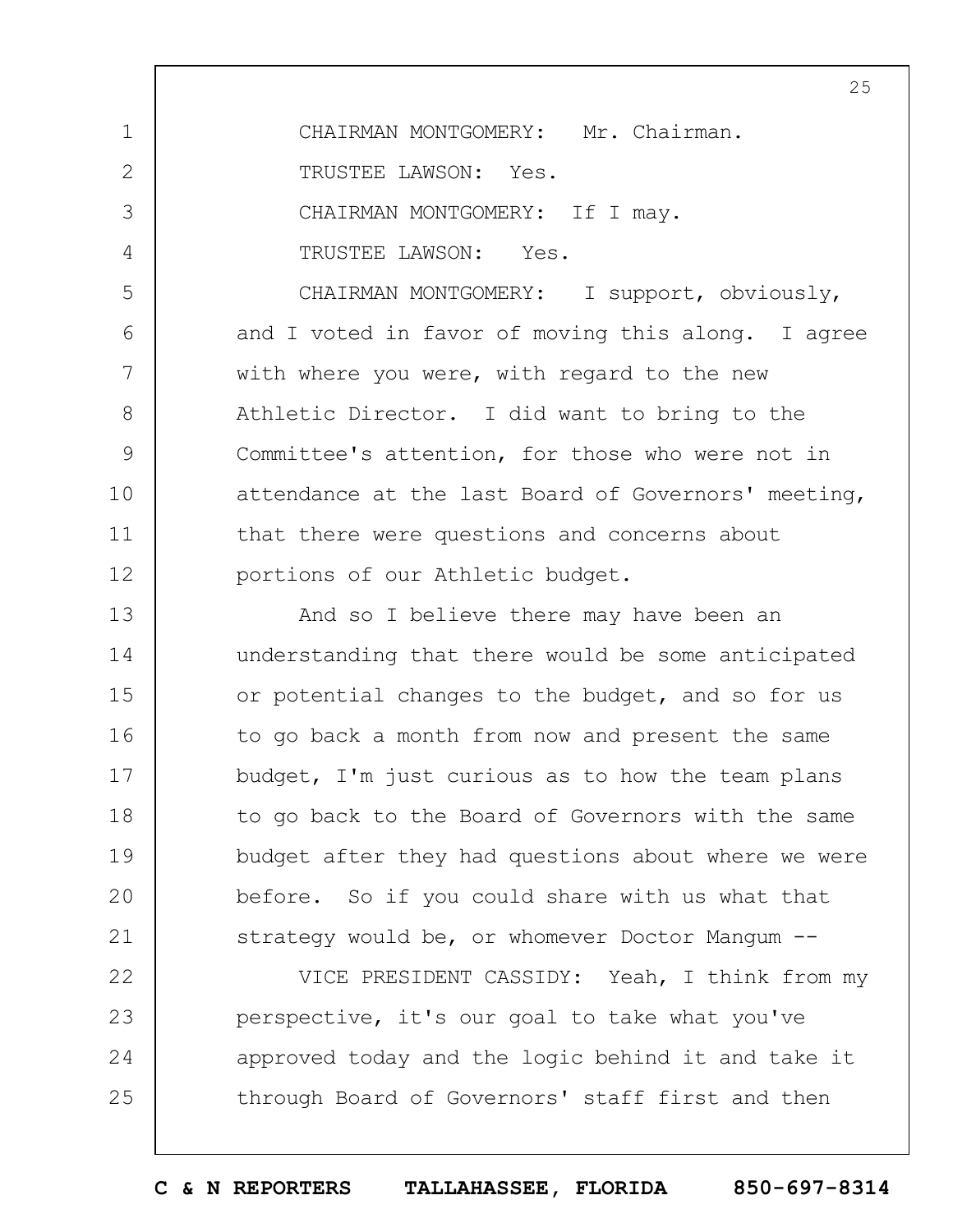CHAIRMAN MONTGOMERY: Mr. Chairman.

TRUSTEE LAWSON: Yes.

CHAIRMAN MONTGOMERY: If I may.

TRUSTEE LAWSON: Yes.

CHAIRMAN MONTGOMERY: I support, obviously, and I voted in favor of moving this along. I agree with where you were, with regard to the new Athletic Director. I did want to bring to the Committee's attention, for those who were not in attendance at the last Board of Governors' meeting, that there were questions and concerns about portions of our Athletic budget.

And so I believe there may have been an understanding that there would be some anticipated or potential changes to the budget, and so for us to go back a month from now and present the same budget, I'm just curious as to how the team plans to go back to the Board of Governors with the same budget after they had questions about where we were before. So if you could share with us what that strategy would be, or whomever Doctor Mangum --

VICE PRESIDENT CASSIDY: Yeah, I think from my perspective, it's our goal to take what you've approved today and the logic behind it and take it through Board of Governors' staff first and then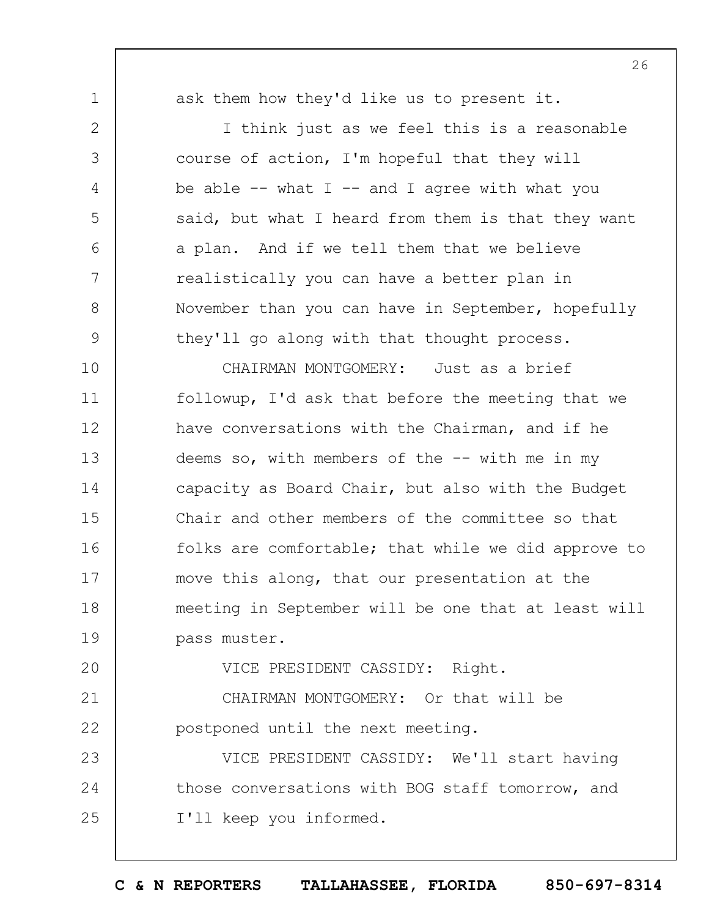ask them how they'd like us to present it.

I think just as we feel this is a reasonable course of action, I'm hopeful that they will be able -- what I -- and I agree with what you said, but what I heard from them is that they want a plan. And if we tell them that we believe realistically you can have a better plan in November than you can have in September, hopefully they'll go along with that thought process.

CHAIRMAN MONTGOMERY: Just as a brief followup, I'd ask that before the meeting that we have conversations with the Chairman, and if he deems so, with members of the -- with me in my capacity as Board Chair, but also with the Budget Chair and other members of the committee so that folks are comfortable; that while we did approve to move this along, that our presentation at the meeting in September will be one that at least will pass muster.

VICE PRESIDENT CASSIDY: Right.

CHAIRMAN MONTGOMERY: Or that will be postponed until the next meeting.

VICE PRESIDENT CASSIDY: We'll start having those conversations with BOG staff tomorrow, and I'll keep you informed.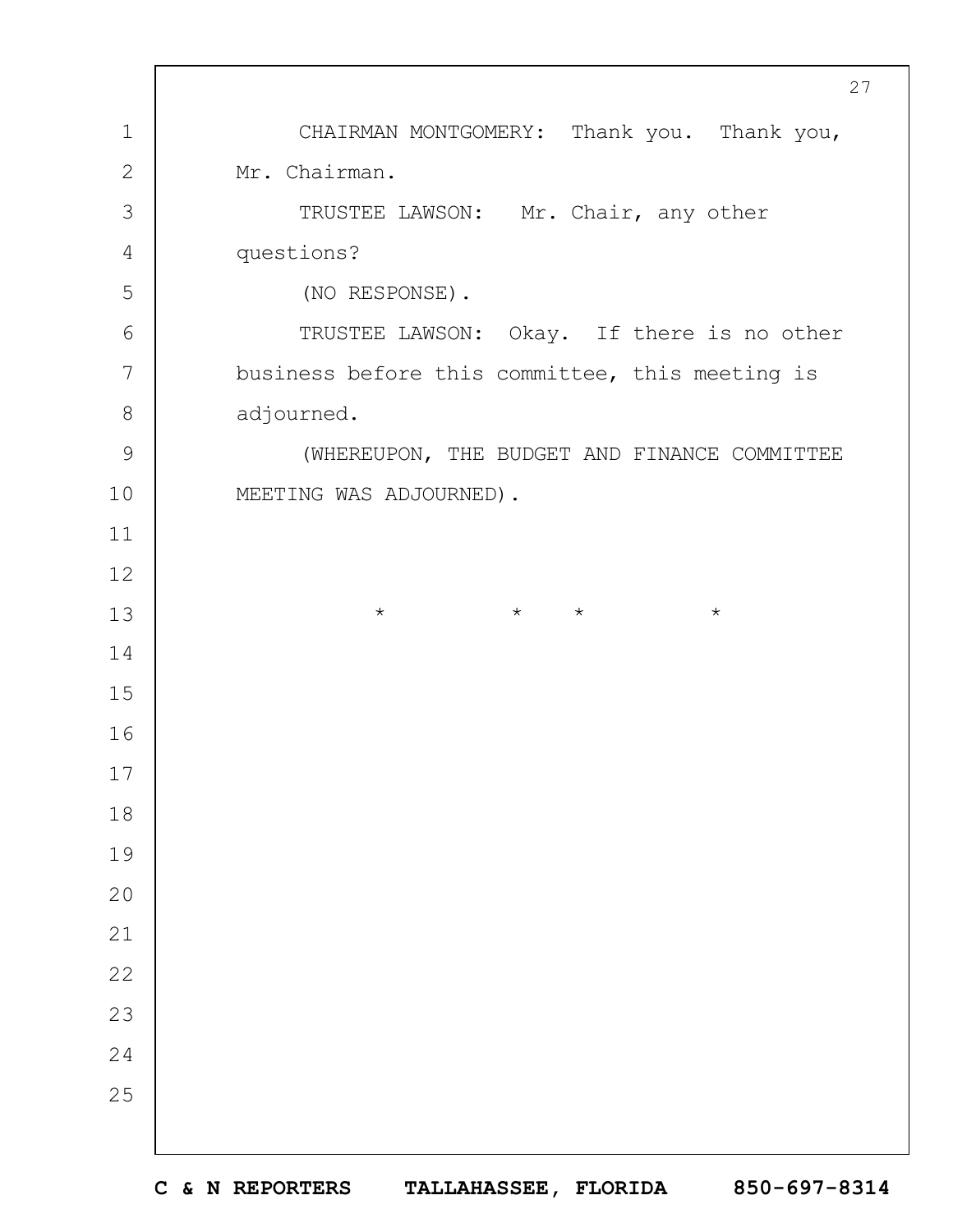CHAIRMAN MONTGOMERY: Thank you. Thank you, Mr. Chairman.

TRUSTEE LAWSON: Mr. Chair, any other questions?

(NO RESPONSE).

TRUSTEE LAWSON: Okay. If there is no other business before this committee, this meeting is adjourned.

(WHEREUPON, THE BUDGET AND FINANCE COMMITTEE MEETING WAS ADJOURNED).

\* \* \* \*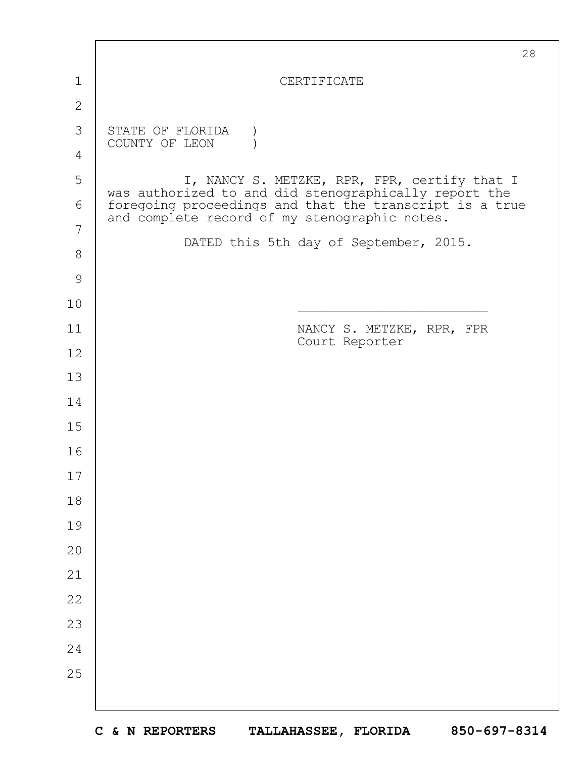# CERTIFICATE

STATE OF FLORIDA )
COUNTY OF LEON )

I, NANCY S. METZKE, RPR, FPR, certify that I was authorized to and did stenographically report the foregoing proceedings and that the transcript is a true and complete record of my stenographic notes.

DATED this 5th day of September, 2015.

NANCY S. METZKE, RPR, FPR
Court Reporter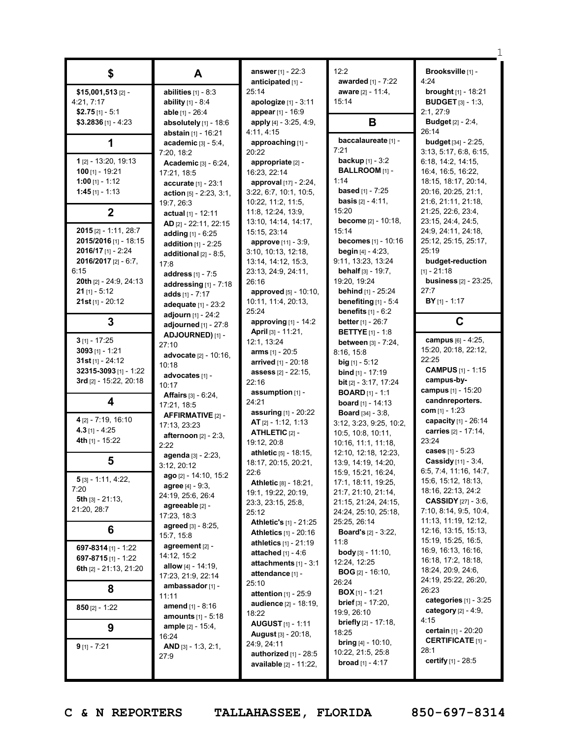## $

**$15,001,513** [2] - 4:21, 7:17
**$2.75** [1] - 5:1
**$3.2836** [1] - 4:23

## 1

**1** [2] - 13:20, 19:13
**100** [1] - 19:21
**1:00** [1] - 1:12
**1:45** [1] - 1:13

## 2

**2015** [2] - 1:11, 28:7
**2015/2016** [1] - 18:15
**2016/17** [1] - 2:24
**2016/2017** [2] - 6:7, 6:15
**20th** [2] - 24:9, 24:13
**21** [1] - 5:12
**21st** [1] - 20:12

## 3

**3** [1] - 17:25
**3093** [1] - 1:21
**31st** [1] - 24:12
**32315-3093** [1] - 1:22
**3rd** [2] - 15:22, 20:18

## 4

**4** [2] - 7:19, 16:10
**4.3** [1] - 4:25
**4th** [1] - 15:22

## 5

**5** [3] - 1:11, 4:22, 7:20
**5th** [3] - 21:13, 21:20, 28:7

## 6

**697-8314** [1] - 1:22
**697-8715** [1] - 1:22
**6th** [2] - 21:13, 21:20

## 8

**850** [2] - 1:22

## 9

**9** [1] - 7:21

## A

**abilities** [1] - 8:3
**ability** [1] - 8:4
**able** [1] - 26:4
**absolutely** [1] - 18:6
**abstain** [1] - 16:21
**academic** [3] - 5:4, 7:20, 18:2
**Academic** [3] - 6:24, 17:21, 18:5
**accurate** [1] - 23:1
**action** [5] - 2:23, 3:1, 19:7, 26:3
**actual** [1] - 12:11
**AD** [2] - 22:11, 22:15
**adding** [1] - 6:25
**addition** [1] - 2:25
**additional** [2] - 8:5, 17:8
**address** [1] - 7:5
**addressing** [1] - 7:18
**adds** [1] - 7:17
**adequate** [1] - 23:2
**adjourn** [1] - 24:2
**adjourned** [1] - 27:8
**ADJOURNED)** [1] - 27:10
**advocate** [2] - 10:16, 10:18
**advocates** [1] - 10:17
**Affairs** [3] - 6:24, 17:21, 18:5
**AFFIRMATIVE** [2] - 17:13, 23:23
**afternoon** [2] - 2:3, 2:22
**agenda** [3] - 2:23, 3:12, 20:12
**ago** [2] - 14:10, 15:2
**agree** [4] - 9:3, 24:19, 25:6, 26:4
**agreeable** [2] - 17:23, 18:3
**agreed** [3] - 8:25, 15:7, 15:8
**agreement** [2] - 14:12, 15:2
**allow** [4] - 14:19, 17:23, 21:9, 22:14
**ambassador** [1] - 11:11
**amend** [1] - 8:16
**amounts** [1] - 5:18
**ample** [2] - 15:4, 16:24
**AND** [3] - 1:3, 2:1, 27:9
**answer** [1] - 22:3
**anticipated** [1] - 25:14
**apologize** [1] - 3:11
**appear** [1] - 16:9
**apply** [4] - 3:25, 4:9, 4:11, 4:15
**approaching** [1] - 20:22
**appropriate** [2] - 16:23, 22:14
**approval** [17] - 2:24, 3:22, 6:7, 10:1, 10:5, 10:22, 11:2, 11:5, 11:8, 12:24, 13:9, 13:10, 14:14, 14:17, 15:15, 23:14
**approve** [11] - 3:9, 3:10, 10:13, 12:18, 13:14, 14:12, 15:3, 23:13, 24:9, 24:11, 26:16
**approved** [5] - 10:10, 10:11, 11:4, 20:13, 25:24
**approving** [1] - 14:2
**April** [3] - 11:21, 12:1, 13:24
**arms** [1] - 20:5
**arrived** [1] - 20:18
**assess** [2] - 22:15, 22:16
**assumption** [1] - 24:21
**assuring** [1] - 20:22
**AT** [2] - 1:12, 1:13
**ATHLETIC** [2] - 19:12, 20:8
**athletic** [5] - 18:15, 18:17, 20:15, 20:21, 22:6
**Athletic** [8] - 18:21, 19:1, 19:22, 20:19, 23:3, 23:15, 25:8, 25:12
**Athletic's** [1] - 21:25
**Athletics** [1] - 20:16
**athletics** [1] - 21:19
**attached** [1] - 4:6
**attachments** [1] - 3:1
**attendance** [1] - 25:10
**attention** [1] - 25:9
**audience** [2] - 18:19, 18:22
**AUGUST** [1] - 1:11
**August** [3] - 20:18, 24:9, 24:11
**authorized** [1] - 28:5
**available** [2] - 11:22, 12:2
**awarded** [1] - 7:22
**aware** [2] - 11:4, 15:14

## B

**baccalaureate** [1] - 7:21
**backup** [1] - 3:2
**BALLROOM** [1] - 1:14
**based** [1] - 7:25
**basis** [2] - 4:11, 15:20
**become** [2] - 10:18, 15:14
**becomes** [1] - 10:16
**begin** [4] - 4:23, 9:11, 13:23, 13:24
**behalf** [3] - 19:7, 19:20, 19:24
**behind** [1] - 25:24
**benefiting** [1] - 5:4
**benefits** [1] - 6:2
**better** [1] - 26:7
**BETTYE** [1] - 1:8
**between** [3] - 7:24, 8:16, 15:8
**big** [1] - 5:12
**bind** [1] - 17:19
**bit** [2] - 3:17, 17:24
**BOARD** [1] - 1:1
**board** [1] - 14:13
**Board** [34] - 3:8, 3:12, 3:23, 9:25, 10:2, 10:5, 10:8, 10:11, 10:16, 11:1, 11:18, 12:10, 12:18, 12:23, 13:9, 14:19, 14:20, 15:9, 15:21, 16:24, 17:1, 18:11, 19:25, 21:7, 21:10, 21:14, 21:15, 21:24, 24:15, 24:24, 25:10, 25:18, 25:25, 26:14
**Board's** [2] - 3:22, 11:8
**body** [3] - 11:10, 12:24, 12:25
**BOG** [2] - 16:10, 26:24
**BOX** [1] - 1:21
**brief** [3] - 17:20, 19:9, 26:10
**briefly** [2] - 17:18, 18:25
**bring** [4] - 10:10, 10:22, 21:5, 25:8
**broad** [1] - 4:17
**Brooksville** [1] - 4:24
**brought** [1] - 18:21
**BUDGET** [3] - 1:3, 2:1, 27:9
**Budget** [2] - 2:4, 26:14
**budget** [34] - 2:25, 3:13, 5:17, 6:8, 6:15, 6:18, 14:2, 14:15, 16:4, 16:5, 16:22, 18:15, 18:17, 20:14, 20:16, 20:25, 21:1, 21:6, 21:11, 21:18, 21:25, 22:6, 23:4, 23:15, 24:4, 24:5, 24:9, 24:11, 24:18, 25:12, 25:15, 25:17, 25:19
**budget-reduction** [1] - 21:18
**business** [2] - 23:25, 27:7
**BY** [1] - 1:17

## C

**campus** [6] - 4:25, 15:20, 20:18, 22:12, 22:25
**CAMPUS** [1] - 1:15
**campus-by-campus** [1] - 15:20
**candnreporters.com** [1] - 1:23
**capacity** [1] - 26:14
**carries** [2] - 17:14, 23:24
**cases** [1] - 5:23
**Cassidy** [11] - 3:4, 6:5, 7:4, 11:16, 14:7, 15:6, 15:12, 18:13, 18:16, 22:13, 24:2
**CASSIDY** [27] - 3:6, 7:10, 8:14, 9:5, 10:4, 11:13, 11:19, 12:12, 12:16, 13:15, 15:13, 15:19, 15:25, 16:5, 16:9, 16:13, 16:16, 16:18, 17:2, 18:18, 18:24, 20:9, 24:6, 24:19, 25:22, 26:20, 26:23
**categories** [1] - 3:25
**category** [2] - 4:9, 4:15
**certain** [1] - 20:20
**CERTIFICATE** [1] - 28:1
**certify** [1] - 28:5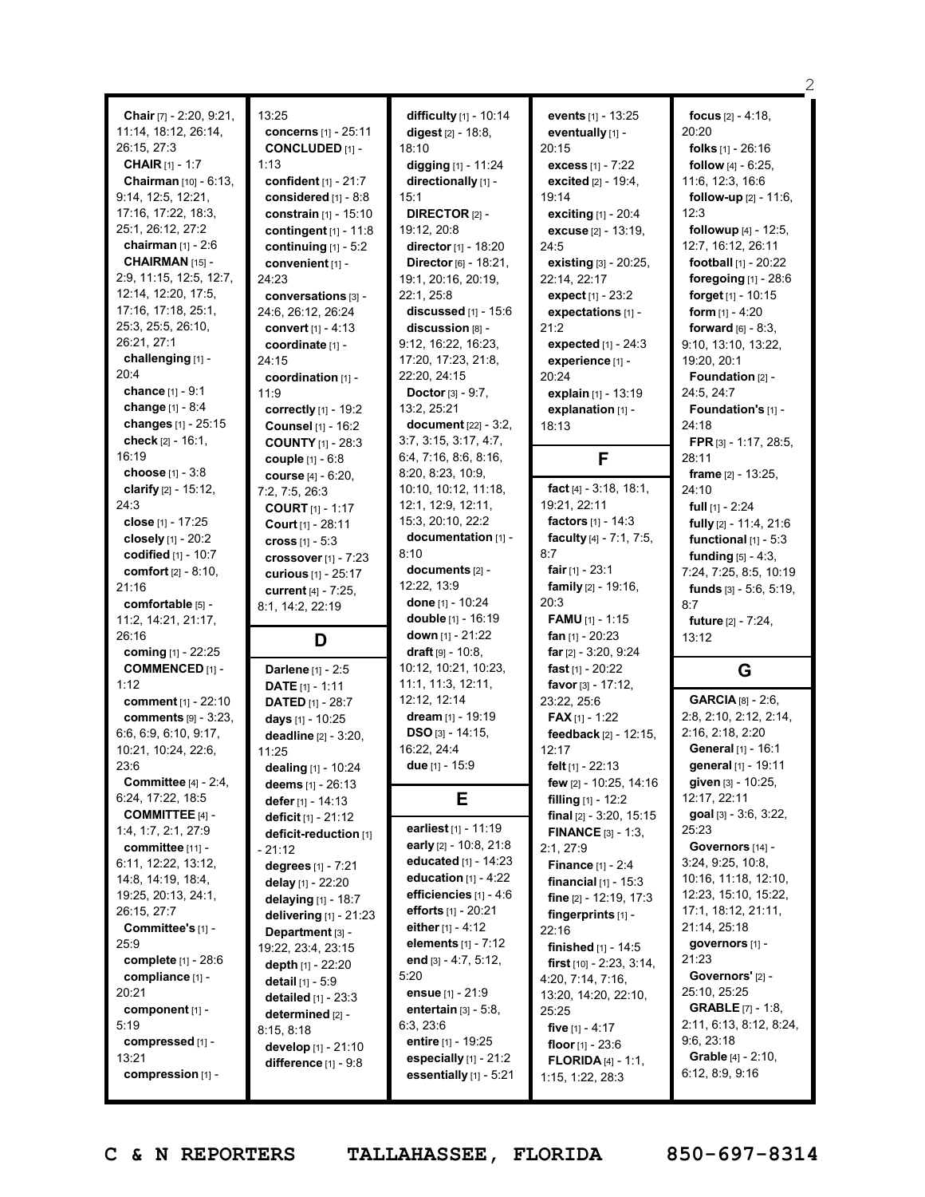**Chair** [7] - 2:20, 9:21, 11:14, 18:12, 26:14, 26:15, 27:3
**CHAIR** [1] - 1:7
**Chairman** [10] - 6:13, 9:14, 12:5, 12:21, 17:16, 17:22, 18:3, 25:1, 26:12, 27:2
**chairman** [1] - 2:6
**CHAIRMAN** [15] - 2:9, 11:15, 12:5, 12:7, 12:14, 12:20, 17:5, 17:16, 17:18, 25:1, 25:3, 25:5, 26:10, 26:21, 27:1
**challenging** [1] - 20:4
**chance** [1] - 9:1
**change** [1] - 8:4
**changes** [1] - 25:15
**check** [2] - 16:1, 16:19
**choose** [1] - 3:8
**clarify** [2] - 15:12, 24:3
**close** [1] - 17:25
**closely** [1] - 20:2
**codified** [1] - 10:7
**comfort** [2] - 8:10, 21:16
**comfortable** [5] - 11:2, 14:21, 21:17, 26:16
**coming** [1] - 22:25
**COMMENCED** [1] - 1:12
**comment** [1] - 22:10
**comments** [9] - 3:23, 6:6, 6:9, 6:10, 9:17, 10:21, 10:24, 22:6, 23:6
**Committee** [4] - 2:4, 6:24, 17:22, 18:5
**COMMITTEE** [4] - 1:4, 1:7, 2:1, 27:9
**committee** [11] - 6:11, 12:22, 13:12, 14:8, 14:19, 18:4, 19:25, 20:13, 24:1, 26:15, 27:7
**Committee's** [1] - 25:9
**complete** [1] - 28:6
**compliance** [1] - 20:21
**component** [1] - 5:19
**compressed** [1] - 13:21
**compression** [1] - 13:25
**concerns** [1] - 25:11
**CONCLUDED** [1] - 1:13
**confident** [1] - 21:7
**considered** [1] - 8:8
**constrain** [1] - 15:10
**contingent** [1] - 11:8
**continuing** [1] - 5:2
**convenient** [1] - 24:23
**conversations** [3] - 24:6, 26:12, 26:24
**convert** [1] - 4:13
**coordinate** [1] - 24:15
**coordination** [1] - 11:9
**correctly** [1] - 19:2
**Counsel** [1] - 16:2
**COUNTY** [1] - 28:3
**couple** [1] - 6:8
**course** [4] - 6:20, 7:2, 7:5, 26:3
**COURT** [1] - 1:17
**Court** [1] - 28:11
**cross** [1] - 5:3
**crossover** [1] - 7:23
**curious** [1] - 25:17
**current** [4] - 7:25, 8:1, 14:2, 22:19

## D

**Darlene** [1] - 2:5
**DATE** [1] - 1:11
**DATED** [1] - 28:7
**days** [1] - 10:25
**deadline** [2] - 3:20, 11:25
**dealing** [1] - 10:24
**deems** [1] - 26:13
**defer** [1] - 14:13
**deficit** [1] - 21:12
**deficit-reduction** [1] - 21:12
**degrees** [1] - 7:21
**delay** [1] - 22:20
**delaying** [1] - 18:7
**delivering** [1] - 21:23
**Department** [3] - 19:22, 23:4, 23:15
**depth** [1] - 22:20
**detail** [1] - 5:9
**detailed** [1] - 23:3
**determined** [2] - 8:15, 8:18
**develop** [1] - 21:10
**difference** [1] - 9:8
**difficulty** [1] - 10:14
**digest** [2] - 18:8, 18:10
**digging** [1] - 11:24
**directionally** [1] - 15:1
**DIRECTOR** [2] - 19:12, 20:8
**director** [1] - 18:20
**Director** [6] - 18:21, 19:1, 20:16, 20:19, 22:1, 25:8
**discussed** [1] - 15:6
**discussion** [8] - 9:12, 16:22, 16:23, 17:20, 17:23, 21:8, 22:20, 24:15
**Doctor** [3] - 9:7, 13:2, 25:21
**document** [22] - 3:2, 3:7, 3:15, 3:17, 4:7, 6:4, 7:16, 8:6, 8:16, 8:20, 8:23, 10:9, 10:10, 10:12, 11:18, 12:1, 12:9, 12:11, 15:3, 20:10, 22:2
**documentation** [1] - 8:10
**documents** [2] - 12:22, 13:9
**done** [1] - 10:24
**double** [1] - 16:19
**down** [1] - 21:22
**draft** [9] - 10:8, 10:12, 10:21, 10:23, 11:1, 11:3, 12:11, 12:12, 12:14
**dream** [1] - 19:19
**DSO** [3] - 14:15, 16:22, 24:4
**due** [1] - 15:9

## E

**earliest** [1] - 11:19
**early** [2] - 10:8, 21:8
**educated** [1] - 14:23
**education** [1] - 4:22
**efficiencies** [1] - 4:6
**efforts** [1] - 20:21
**either** [1] - 4:12
**elements** [1] - 7:12
**end** [3] - 4:7, 5:12, 5:20
**ensue** [1] - 21:9
**entertain** [3] - 5:8, 6:3, 23:6
**entire** [1] - 19:25
**especially** [1] - 21:2
**essentially** [1] - 5:21
**events** [1] - 13:25
**eventually** [1] - 20:15
**excess** [1] - 7:22
**excited** [2] - 19:4, 19:14
**exciting** [1] - 20:4
**excuse** [2] - 13:19, 24:5
**existing** [3] - 20:25, 22:14, 22:17
**expect** [1] - 23:2
**expectations** [1] - 21:2
**expected** [1] - 24:3
**experience** [1] - 20:24
**explain** [1] - 13:19
**explanation** [1] - 18:13

## F

**fact** [4] - 3:18, 18:1, 19:21, 22:11
**factors** [1] - 14:3
**faculty** [4] - 7:1, 7:5, 8:7
**fair** [1] - 23:1
**family** [2] - 19:16, 20:3
**FAMU** [1] - 1:15
**fan** [1] - 20:23
**far** [2] - 3:20, 9:24
**fast** [1] - 20:22
**favor** [3] - 17:12, 23:22, 25:6
**FAX** [1] - 1:22
**feedback** [2] - 12:15, 12:17
**felt** [1] - 22:13
**few** [2] - 10:25, 14:16
**filling** [1] - 12:2
**final** [2] - 3:20, 15:15
**FINANCE** [3] - 1:3, 2:1, 27:9
**Finance** [1] - 2:4
**financial** [1] - 15:3
**fine** [2] - 12:19, 17:3
**fingerprints** [1] - 22:16
**finished** [1] - 14:5
**first** [10] - 2:23, 3:14, 4:20, 7:14, 7:16, 13:20, 14:20, 22:10, 25:25
**five** [1] - 4:17
**floor** [1] - 23:6
**FLORIDA** [4] - 1:1, 1:15, 1:22, 28:3
**focus** [2] - 4:18, 20:20
**folks** [1] - 26:16
**follow** [4] - 6:25, 11:6, 12:3, 16:6
**follow-up** [2] - 11:6, 12:3
**followup** [4] - 12:5, 12:7, 16:12, 26:11
**football** [1] - 20:22
**foregoing** [1] - 28:6
**forget** [1] - 10:15
**form** [1] - 4:20
**forward** [6] - 8:3, 9:10, 13:10, 13:22, 19:20, 20:1
**Foundation** [2] - 24:5, 24:7
**Foundation's** [1] - 24:18
**FPR** [3] - 1:17, 28:5, 28:11
**frame** [2] - 13:25, 24:10
**full** [1] - 2:24
**fully** [2] - 11:4, 21:6
**functional** [1] - 5:3
**funding** [5] - 4:3, 7:24, 7:25, 8:5, 10:19
**funds** [3] - 5:6, 5:19, 8:7
**future** [2] - 7:24, 13:12

## G

**GARCIA** [8] - 2:6, 2:8, 2:10, 2:12, 2:14, 2:16, 2:18, 2:20
**General** [1] - 16:1
**general** [1] - 19:11
**given** [3] - 10:25, 12:17, 22:11
**goal** [3] - 3:6, 3:22, 25:23
**Governors** [14] - 3:24, 9:25, 10:8, 10:16, 11:18, 12:10, 12:23, 15:10, 15:22, 17:1, 18:12, 21:11, 21:14, 25:18
**governors** [1] - 21:23
**Governors'** [2] - 25:10, 25:25
**GRABLE** [7] - 1:8, 2:11, 6:13, 8:12, 8:24, 9:6, 23:18
**Grable** [4] - 2:10, 6:12, 8:9, 9:16

C & N REPORTERS TALLAHASSEE, FLORIDA 850-697-8314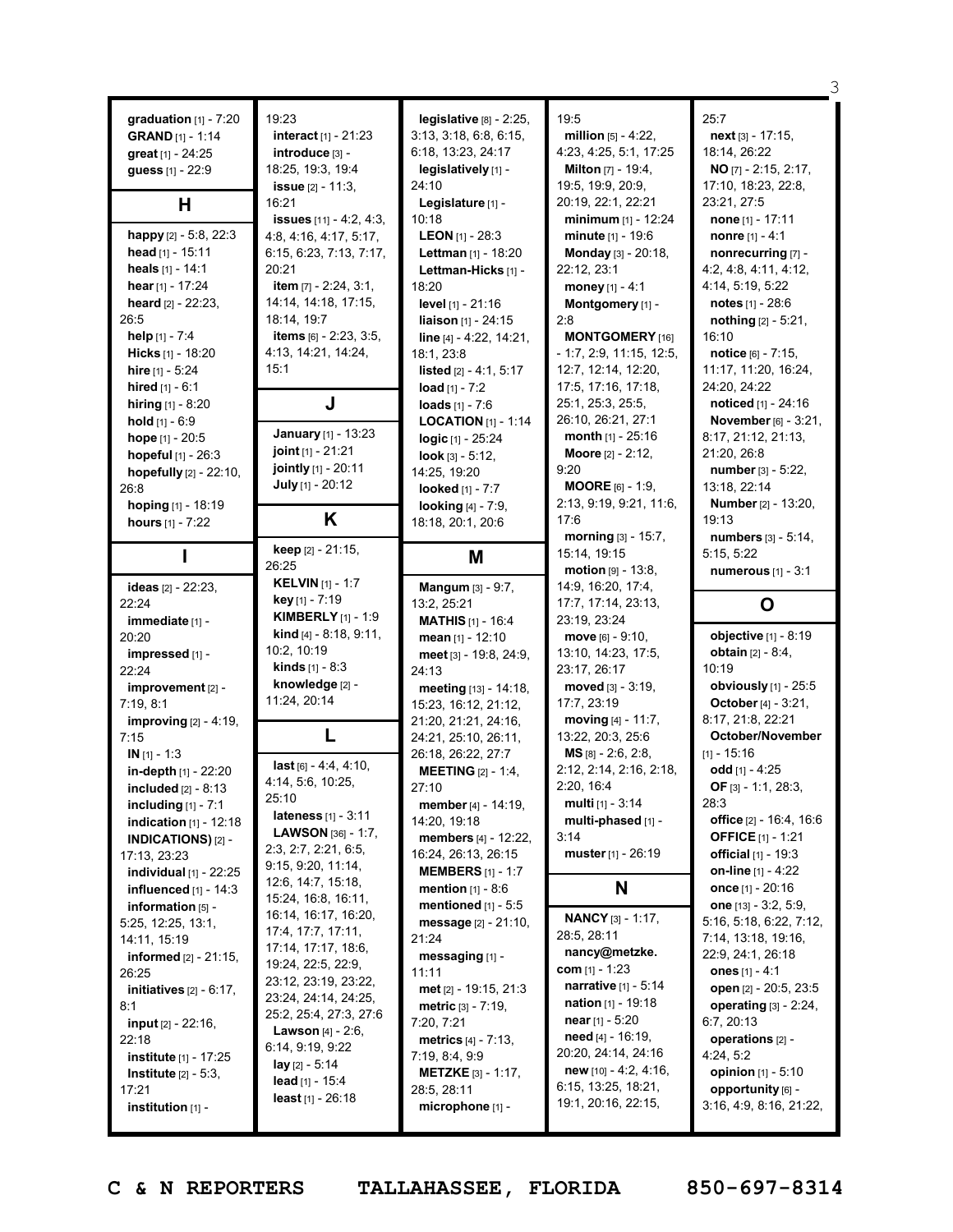graduation [1] - 7:20
GRAND [1] - 1:14
great [1] - 24:25
guess [1] - 22:9

## H

happy [2] - 5:8, 22:3
head [1] - 15:11
heals [1] - 14:1
hear [1] - 17:24
heard [2] - 22:23, 26:5
help [1] - 7:4
Hicks [1] - 18:20
hire [1] - 5:24
hired [1] - 6:1
hiring [1] - 8:20
hold [1] - 6:9
hope [1] - 20:5
hopeful [1] - 26:3
hopefully [2] - 22:10, 26:8
hoping [1] - 18:19
hours [1] - 7:22

## I

ideas [2] - 22:23, 22:24
immediate [1] - 20:20
impressed [1] - 22:24
improvement [2] - 7:19, 8:1
improving [2] - 4:19, 7:15
IN [1] - 1:3
in-depth [1] - 22:20
included [2] - 8:13
including [1] - 7:1
indication [1] - 12:18
INDICATIONS) [2] - 17:13, 23:23
individual [1] - 22:25
influenced [1] - 14:3
information [5] - 5:25, 12:25, 13:1, 14:11, 15:19
informed [2] - 21:15, 26:25
initiatives [2] - 6:17, 8:1
input [2] - 22:16, 22:18
institute [1] - 17:25
Institute [2] - 5:3, 17:21
institution [1] - 19:23
interact [1] - 21:23
introduce [3] - 18:25, 19:3, 19:4
issue [2] - 11:3, 16:21
issues [11] - 4:2, 4:3, 4:8, 4:16, 4:17, 5:17, 6:15, 6:23, 7:13, 7:17, 20:21
item [7] - 2:24, 3:1, 14:14, 14:18, 17:15, 18:14, 19:7
items [6] - 2:23, 3:5, 4:13, 14:21, 14:24, 15:1

## J

January [1] - 13:23
joint [1] - 21:21
jointly [1] - 20:11
July [1] - 20:12

## K

keep [2] - 21:15, 26:25
KELVIN [1] - 1:7
key [1] - 7:19
KIMBERLY [1] - 1:9
kind [4] - 8:18, 9:11, 10:2, 10:19
kinds [1] - 8:3
knowledge [2] - 11:24, 20:14

## L

last [6] - 4:4, 4:10, 4:14, 5:6, 10:25, 25:10
lateness [1] - 3:11
LAWSON [36] - 1:7, 2:3, 2:7, 2:21, 6:5, 9:15, 9:20, 11:14, 12:6, 14:7, 15:18, 15:24, 16:8, 16:11, 16:14, 16:17, 16:20, 17:4, 17:7, 17:11, 17:14, 17:17, 18:6, 19:24, 22:5, 22:9, 23:12, 23:19, 23:22, 23:24, 24:14, 24:25, 25:2, 25:4, 27:3, 27:6
Lawson [4] - 2:6, 6:14, 9:19, 9:22
lay [2] - 5:14
lead [1] - 15:4
least [1] - 26:18
legislative [8] - 2:25, 3:13, 3:18, 6:8, 6:15, 6:18, 13:23, 24:17
legislatively [1] - 24:10
Legislature [1] - 10:18
LEON [1] - 28:3
Lettman [1] - 18:20
Lettman-Hicks [1] - 18:20
level [1] - 21:16
liaison [1] - 24:15
line [4] - 4:22, 14:21, 18:1, 23:8
listed [2] - 4:1, 5:17
load [1] - 7:2
loads [1] - 7:6
LOCATION [1] - 1:14
logic [1] - 25:24
look [3] - 5:12, 14:25, 19:20
looked [1] - 7:7
looking [4] - 7:9, 18:18, 20:1, 20:6

## M

Mangum [3] - 9:7, 13:2, 25:21
MATHIS [1] - 16:4
mean [1] - 12:10
meet [3] - 19:8, 24:9, 24:13
meeting [13] - 14:18, 15:23, 16:12, 21:12, 21:20, 21:21, 24:16, 24:21, 25:10, 26:11, 26:18, 26:22, 27:7
MEETING [2] - 1:4, 27:10
member [4] - 14:19, 14:20, 19:18
members [4] - 12:22, 16:24, 26:13, 26:15
MEMBERS [1] - 1:7
mention [1] - 8:6
mentioned [1] - 5:5
message [2] - 21:10, 21:24
messaging [1] - 11:11
met [2] - 19:15, 21:3
metric [3] - 7:19, 7:20, 7:21
metrics [4] - 7:13, 7:19, 8:4, 9:9
METZKE [3] - 1:17, 28:5, 28:11
microphone [1] - 19:5
million [5] - 4:22, 4:23, 4:25, 5:1, 17:25
Milton [7] - 19:4, 19:5, 19:9, 20:9, 20:19, 22:1, 22:21
minimum [1] - 12:24
minute [1] - 19:6
Monday [3] - 20:18, 22:12, 23:1
money [1] - 4:1
Montgomery [1] - 2:8
MONTGOMERY [16] - 1:7, 2:9, 11:15, 12:5, 12:7, 12:14, 12:20, 17:5, 17:16, 17:18, 25:1, 25:3, 25:5, 26:10, 26:21, 27:1
month [1] - 25:16
Moore [2] - 2:12, 9:20
MOORE [6] - 1:9, 2:13, 9:19, 9:21, 11:6, 17:6
morning [3] - 15:7, 15:14, 19:15
motion [9] - 13:8, 14:9, 16:20, 17:4, 17:7, 17:14, 23:13, 23:19, 23:24
move [6] - 9:10, 13:10, 14:23, 17:5, 23:17, 26:17
moved [3] - 3:19, 17:7, 23:19
moving [4] - 11:7, 13:22, 20:3, 25:6
MS [8] - 2:6, 2:8, 2:12, 2:14, 2:16, 2:18, 2:20, 16:4
multi [1] - 3:14
multi-phased [1] - 3:14
muster [1] - 26:19

## N

NANCY [3] - 1:17, 28:5, 28:11
nancy@metzke.com [1] - 1:23
narrative [1] - 5:14
nation [1] - 19:18
near [1] - 5:20
need [4] - 16:19, 20:20, 24:14, 24:16
new [10] - 4:2, 4:16, 6:15, 13:25, 18:21, 19:1, 20:16, 22:15, 25:7
next [3] - 17:15, 18:14, 26:22
NO [7] - 2:15, 2:17, 17:10, 18:23, 22:8, 23:21, 27:5
none [1] - 17:11
nonre [1] - 4:1
nonrecurring [7] - 4:2, 4:8, 4:11, 4:12, 4:14, 5:19, 5:22
notes [1] - 28:6
nothing [2] - 5:21, 16:10
notice [6] - 7:15, 11:17, 11:20, 16:24, 24:20, 24:22
noticed [1] - 24:16
November [6] - 3:21, 8:17, 21:12, 21:13, 21:20, 26:8
number [3] - 5:22, 13:18, 22:14
Number [2] - 13:20, 19:13
numbers [3] - 5:14, 5:15, 5:22
numerous [1] - 3:1

## O

objective [1] - 8:19
obtain [2] - 8:4, 10:19
obviously [1] - 25:5
October [4] - 3:21, 8:17, 21:8, 22:21
October/November [1] - 15:16
odd [1] - 4:25
OF [3] - 1:1, 28:3, 28:3
office [2] - 16:4, 16:6
OFFICE [1] - 1:21
official [1] - 19:3
on-line [1] - 4:22
once [1] - 20:16
one [13] - 3:2, 5:9, 5:16, 5:18, 6:22, 7:12, 7:14, 13:18, 19:16, 22:9, 24:1, 26:18
ones [1] - 4:1
open [2] - 20:5, 23:5
operating [3] - 2:24, 6:7, 20:13
operations [2] - 4:24, 5:2
opinion [1] - 5:10
opportunity [6] - 3:16, 4:9, 8:16, 21:22,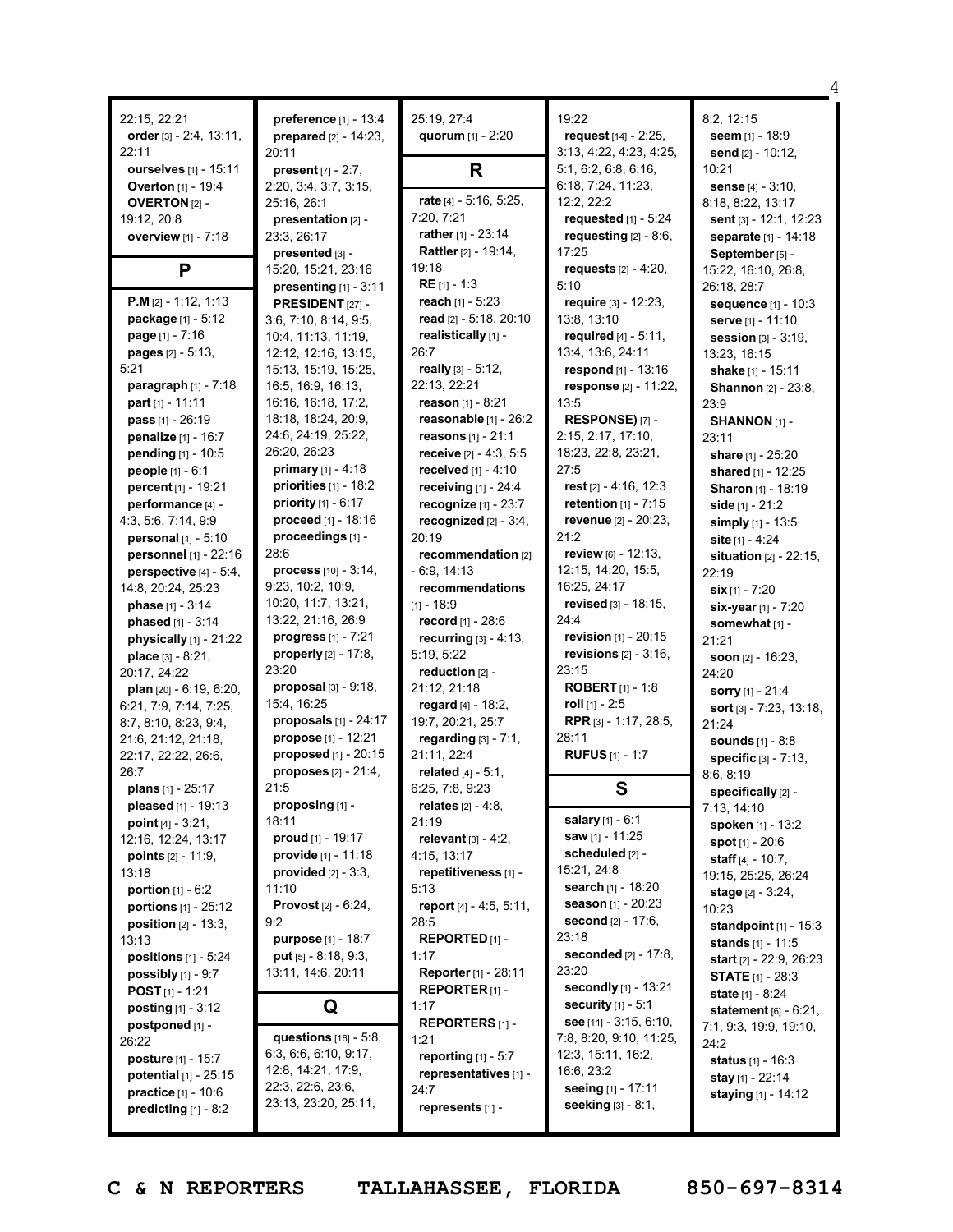22:15, 22:21
**order** [3] - 2:4, 13:11, 22:11
**ourselves** [1] - 15:11
**Overton** [1] - 19:4
**OVERTON** [2] - 19:12, 20:8
**overview** [1] - 7:18

## P

**P.M** [2] - 1:12, 1:13
**package** [1] - 5:12
**page** [1] - 7:16
**pages** [2] - 5:13, 5:21
**paragraph** [1] - 7:18
**part** [1] - 11:11
**pass** [1] - 26:19
**penalize** [1] - 16:7
**pending** [1] - 10:5
**people** [1] - 6:1
**percent** [1] - 19:21
**performance** [4] - 4:3, 5:6, 7:14, 9:9
**personal** [1] - 5:10
**personnel** [1] - 22:16
**perspective** [4] - 5:4, 14:8, 20:24, 25:23
**phase** [1] - 3:14
**phased** [1] - 3:14
**physically** [1] - 21:22
**place** [3] - 8:21, 20:17, 24:22
**plan** [20] - 6:19, 6:20, 6:21, 7:9, 7:14, 7:25, 8:7, 8:10, 8:23, 9:4, 21:6, 21:12, 21:18, 22:17, 22:22, 26:6, 26:7
**plans** [1] - 25:17
**pleased** [1] - 19:13
**point** [4] - 3:21, 12:16, 12:24, 13:17
**points** [2] - 11:9, 13:18
**portion** [1] - 6:2
**portions** [1] - 25:12
**position** [2] - 13:3, 13:13
**positions** [1] - 5:24
**possibly** [1] - 9:7
**POST** [1] - 1:21
**posting** [1] - 3:12
**postponed** [1] - 26:22
**posture** [1] - 15:7
**potential** [1] - 25:15
**practice** [1] - 10:6
**predicting** [1] - 8:2
**preference** [1] - 13:4
**prepared** [2] - 14:23, 20:11
**present** [7] - 2:7, 2:20, 3:4, 3:7, 3:15, 25:16, 26:1
**presentation** [2] - 23:3, 26:17
**presented** [3] - 15:20, 15:21, 23:16
**presenting** [1] - 3:11
**PRESIDENT** [27] - 3:6, 7:10, 8:14, 9:5, 10:4, 11:13, 11:19, 12:12, 12:16, 13:15, 15:13, 15:19, 15:25, 16:5, 16:9, 16:13, 16:16, 16:18, 17:2, 18:18, 18:24, 20:9, 24:6, 24:19, 25:22, 26:20, 26:23
**primary** [1] - 4:18
**priorities** [1] - 18:2
**priority** [1] - 6:17
**proceed** [1] - 18:16
**proceedings** [1] - 28:6
**process** [10] - 3:14, 9:23, 10:2, 10:9, 10:20, 11:7, 13:21, 13:22, 21:16, 26:9
**progress** [1] - 7:21
**properly** [2] - 17:8, 23:20
**proposal** [3] - 9:18, 15:4, 16:25
**proposals** [1] - 24:17
**propose** [1] - 12:21
**proposed** [1] - 20:15
**proposes** [2] - 21:4, 21:5
**proposing** [1] - 18:11
**proud** [1] - 19:17
**provide** [1] - 11:18
**provided** [2] - 3:3, 11:10
**Provost** [2] - 6:24, 9:2
**purpose** [1] - 18:7
**put** [5] - 8:18, 9:3, 13:11, 14:6, 20:11

## Q

**questions** [16] - 5:8, 6:3, 6:6, 6:10, 9:17, 12:8, 14:21, 17:9, 22:3, 22:6, 23:6, 23:13, 23:20, 25:11, 25:19, 27:4
**quorum** [1] - 2:20

## R

**rate** [4] - 5:16, 5:25, 7:20, 7:21
**rather** [1] - 23:14
**Rattler** [2] - 19:14, 19:18
**RE** [1] - 1:3
**reach** [1] - 5:23
**read** [2] - 5:18, 20:10
**realistically** [1] - 26:7
**really** [3] - 5:12, 22:13, 22:21
**reason** [1] - 8:21
**reasonable** [1] - 26:2
**reasons** [1] - 21:1
**receive** [2] - 4:3, 5:5
**received** [1] - 4:10
**receiving** [1] - 24:4
**recognize** [1] - 23:7
**recognized** [2] - 3:4, 20:19
**recommendation** [2] - 6:9, 14:13
**recommendations** [1] - 18:9
**record** [1] - 28:6
**recurring** [3] - 4:13, 5:19, 5:22
**reduction** [2] - 21:12, 21:18
**regard** [4] - 18:2, 19:7, 20:21, 25:7
**regarding** [3] - 7:1, 21:11, 22:4
**related** [4] - 5:1, 6:25, 7:8, 9:23
**relates** [2] - 4:8, 21:19
**relevant** [3] - 4:2, 4:15, 13:17
**repetitiveness** [1] - 5:13
**report** [4] - 4:5, 5:11, 28:5
**REPORTED** [1] - 1:17
**Reporter** [1] - 28:11
**REPORTER** [1] - 1:17
**REPORTERS** [1] - 1:21
**reporting** [1] - 5:7
**representatives** [1] - 24:7
**represents** [1] - 19:22
**request** [14] - 2:25, 3:13, 4:22, 4:23, 4:25, 5:1, 6:2, 6:8, 6:16, 6:18, 7:24, 11:23, 12:2, 22:2
**requested** [1] - 5:24
**requesting** [2] - 8:6, 17:25
**requests** [2] - 4:20, 5:10
**require** [3] - 12:23, 13:8, 13:10
**required** [4] - 5:11, 13:4, 13:6, 24:11
**respond** [1] - 13:16
**response** [2] - 11:22, 13:5
**RESPONSE)** [7] - 2:15, 2:17, 17:10, 18:23, 22:8, 23:21, 27:5
**rest** [2] - 4:16, 12:3
**retention** [1] - 7:15
**revenue** [2] - 20:23, 21:2
**review** [6] - 12:13, 12:15, 14:20, 15:5, 16:25, 24:17
**revised** [3] - 18:15, 24:4
**revision** [1] - 20:15
**revisions** [2] - 3:16, 23:15
**ROBERT** [1] - 1:8
**roll** [1] - 2:5
**RPR** [3] - 1:17, 28:5, 28:11
**RUFUS** [1] - 1:7

## S

**salary** [1] - 6:1
**saw** [1] - 11:25
**scheduled** [2] - 15:21, 24:8
**search** [1] - 18:20
**season** [1] - 20:23
**second** [2] - 17:6, 23:18
**seconded** [2] - 17:8, 23:20
**secondly** [1] - 13:21
**security** [1] - 5:1
**see** [11] - 3:15, 6:10, 7:8, 8:20, 9:10, 11:25, 12:3, 15:11, 16:2, 16:6, 23:2
**seeing** [1] - 17:11
**seeking** [3] - 8:1, 8:2, 12:15
**seem** [1] - 18:9
**send** [2] - 10:12, 10:21
**sense** [4] - 3:10, 8:18, 8:22, 13:17
**sent** [3] - 12:1, 12:23
**separate** [1] - 14:18
**September** [5] - 15:22, 16:10, 26:8, 26:18, 28:7
**sequence** [1] - 10:3
**serve** [1] - 11:10
**session** [3] - 3:19, 13:23, 16:15
**shake** [1] - 15:11
**Shannon** [2] - 23:8, 23:9
**SHANNON** [1] - 23:11
**share** [1] - 25:20
**shared** [1] - 12:25
**Sharon** [1] - 18:19
**side** [1] - 21:2
**simply** [1] - 13:5
**site** [1] - 4:24
**situation** [2] - 22:15, 22:19
**six** [1] - 7:20
**six-year** [1] - 7:20
**somewhat** [1] - 21:21
**soon** [2] - 16:23, 24:20
**sorry** [1] - 21:4
**sort** [3] - 7:23, 13:18, 21:24
**sounds** [1] - 8:8
**specific** [3] - 7:13, 8:6, 8:19
**specifically** [2] - 7:13, 14:10
**spoken** [1] - 13:2
**spot** [1] - 20:6
**staff** [4] - 10:7, 19:15, 25:25, 26:24
**stage** [2] - 3:24, 10:23
**standpoint** [1] - 15:3
**stands** [1] - 11:5
**start** [2] - 22:9, 26:23
**STATE** [1] - 28:3
**state** [1] - 8:24
**statement** [6] - 6:21, 7:1, 9:3, 19:9, 19:10, 24:2
**status** [1] - 16:3
**stay** [1] - 22:14
**staying** [1] - 14:12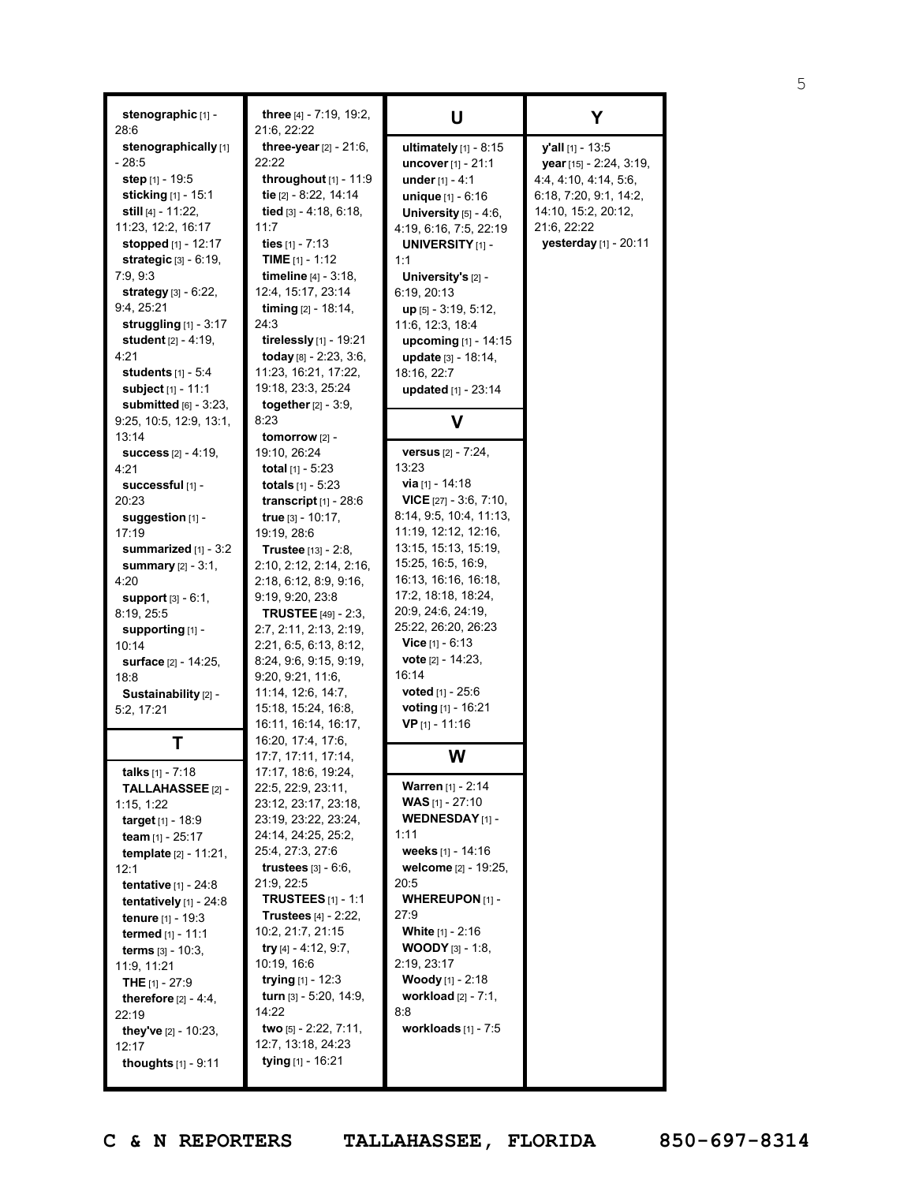**stenographic** [1] - 28:6
**stenographically** [1] - 28:5
**step** [1] - 19:5
**sticking** [1] - 15:1
**still** [4] - 11:22, 11:23, 12:2, 16:17
**stopped** [1] - 12:17
**strategic** [3] - 6:19, 7:9, 9:3
**strategy** [3] - 6:22, 9:4, 25:21
**struggling** [1] - 3:17
**student** [2] - 4:19, 4:21
**students** [1] - 5:4
**subject** [1] - 11:1
**submitted** [6] - 3:23, 9:25, 10:5, 12:9, 13:1, 13:14
**success** [2] - 4:19, 4:21
**successful** [1] - 20:23
**suggestion** [1] - 17:19
**summarized** [1] - 3:2
**summary** [2] - 3:1, 4:20
**support** [3] - 6:1, 8:19, 25:5
**supporting** [1] - 10:14
**surface** [2] - 14:25, 18:8
**Sustainability** [2] - 5:2, 17:21

## T

**talks** [1] - 7:18
**TALLAHASSEE** [2] - 1:15, 1:22
**target** [1] - 18:9
**team** [1] - 25:17
**template** [2] - 11:21, 12:1
**tentative** [1] - 24:8
**tentatively** [1] - 24:8
**tenure** [1] - 19:3
**termed** [1] - 11:1
**terms** [3] - 10:3, 11:9, 11:21
**THE** [1] - 27:9
**therefore** [2] - 4:4, 22:19
**they've** [2] - 10:23, 12:17
**thoughts** [1] - 9:11
**three** [4] - 7:19, 19:2, 21:6, 22:22
**three-year** [2] - 21:6, 22:22
**throughout** [1] - 11:9
**tie** [2] - 8:22, 14:14
**tied** [3] - 4:18, 6:18, 11:7
**ties** [1] - 7:13
**TIME** [1] - 1:12
**timeline** [4] - 3:18, 12:4, 15:17, 23:14
**timing** [2] - 18:14, 24:3
**tirelessly** [1] - 19:21
**today** [8] - 2:23, 3:6, 11:23, 16:21, 17:22, 19:18, 23:3, 25:24
**together** [2] - 3:9, 8:23
**tomorrow** [2] - 19:10, 26:24
**total** [1] - 5:23
**totals** [1] - 5:23
**transcript** [1] - 28:6
**true** [3] - 10:17, 19:19, 28:6
**Trustee** [13] - 2:8, 2:10, 2:12, 2:14, 2:16, 2:18, 6:12, 8:9, 9:16, 9:19, 9:20, 23:8
**TRUSTEE** [49] - 2:3, 2:7, 2:11, 2:13, 2:19, 2:21, 6:5, 6:13, 8:12, 8:24, 9:6, 9:15, 9:19, 9:20, 9:21, 11:6, 11:14, 12:6, 14:7, 15:18, 15:24, 16:8, 16:11, 16:14, 16:17, 16:20, 17:4, 17:6, 17:7, 17:11, 17:14, 17:17, 18:6, 19:24, 22:5, 22:9, 23:11, 23:12, 23:17, 23:18, 23:19, 23:22, 23:24, 24:14, 24:25, 25:2, 25:4, 27:3, 27:6
**trustees** [3] - 6:6, 21:9, 22:5
**TRUSTEES** [1] - 1:1
**Trustees** [4] - 2:22, 10:2, 21:7, 21:15
**try** [4] - 4:12, 9:7, 10:19, 16:6
**trying** [1] - 12:3
**turn** [3] - 5:20, 14:9, 14:22
**two** [5] - 2:22, 7:11, 12:7, 13:18, 24:23
**tying** [1] - 16:21

## U

**ultimately** [1] - 8:15
**uncover** [1] - 21:1
**under** [1] - 4:1
**unique** [1] - 6:16
**University** [5] - 4:6, 4:19, 6:16, 7:5, 22:19
**UNIVERSITY** [1] - 1:1
**University's** [2] - 6:19, 20:13
**up** [5] - 3:19, 5:12, 11:6, 12:3, 18:4
**upcoming** [1] - 14:15
**update** [3] - 18:14, 18:16, 22:7
**updated** [1] - 23:14

## V

**versus** [2] - 7:24, 13:23
**via** [1] - 14:18
**VICE** [27] - 3:6, 7:10, 8:14, 9:5, 10:4, 11:13, 11:19, 12:12, 12:16, 13:15, 15:13, 15:19, 15:25, 16:5, 16:9, 16:13, 16:16, 16:18, 17:2, 18:18, 18:24, 20:9, 24:6, 24:19, 25:22, 26:20, 26:23
**Vice** [1] - 6:13
**vote** [2] - 14:23, 16:14
**voted** [1] - 25:6
**voting** [1] - 16:21
**VP** [1] - 11:16

## W

**Warren** [1] - 2:14
**WAS** [1] - 27:10
**WEDNESDAY** [1] - 1:11
**weeks** [1] - 14:16
**welcome** [2] - 19:25, 20:5
**WHEREUPON** [1] - 27:9
**White** [1] - 2:16
**WOODY** [3] - 1:8, 2:19, 23:17
**Woody** [1] - 2:18
**workload** [2] - 7:1, 8:8
**workloads** [1] - 7:5

## Y

**y'all** [1] - 13:5
**year** [15] - 2:24, 3:19, 4:4, 4:10, 4:14, 5:6, 6:18, 7:20, 9:1, 14:2, 14:10, 15:2, 20:12, 21:6, 22:22
**yesterday** [1] - 20:11